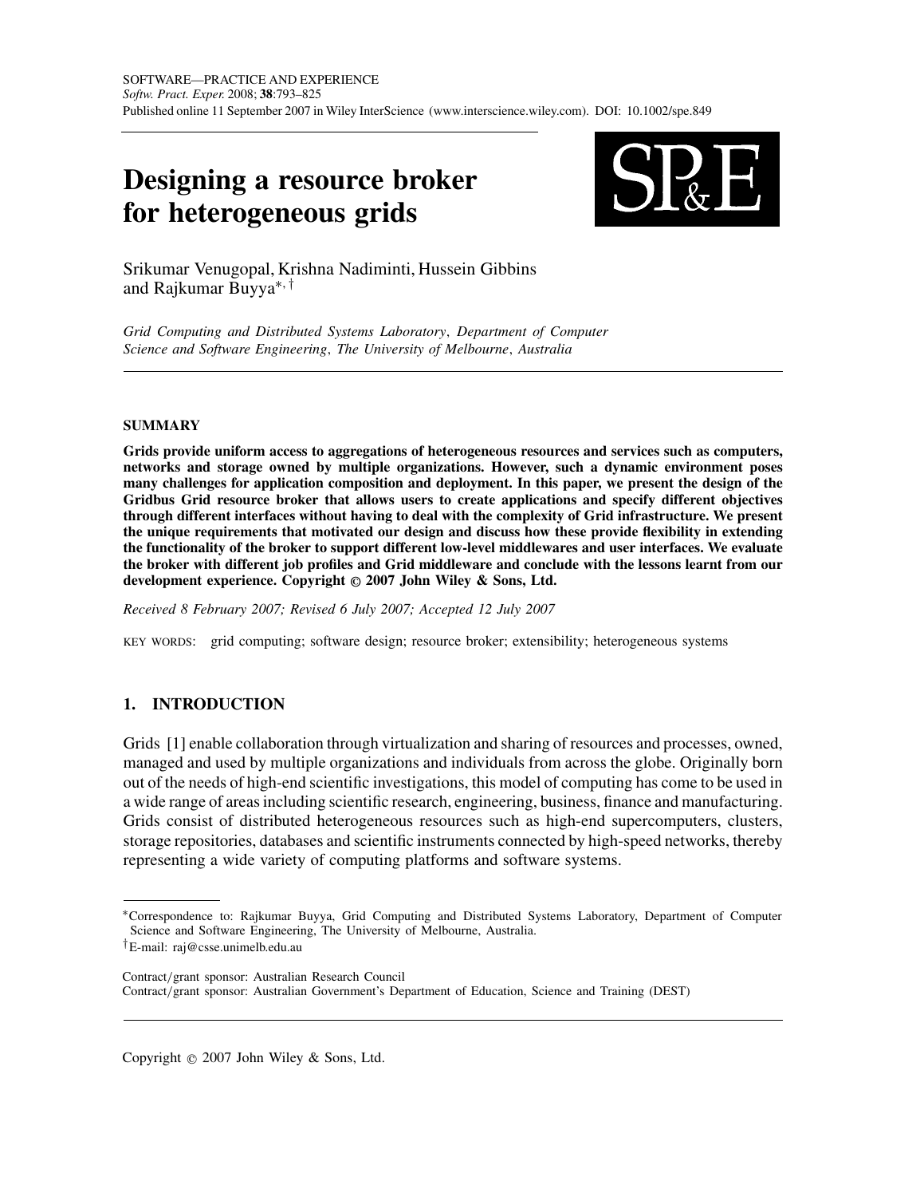# Designing a resource broker for heterogeneous grids

Srikumar Venugopal, Krishna Nadiminti, Hussein Gibbins and Rajkumar Buyya*,†

*Grid Computing and Distributed Systems Laboratory, Department of Computer Science and Software Engineering, The University of Melbourne, Australia*

## SUMMARY

**Grids provide uniform access to aggregations of heterogeneous resources and services such as computers, networks and storage owned by multiple organizations. However, such a dynamic environment poses many challenges for application composition and deployment. In this paper, we present the design of the Gridbus Grid resource broker that allows users to create applications and specify different objectives through different interfaces without having to deal with the complexity of Grid infrastructure. We present the unique requirements that motivated our design and discuss how these provide flexibility in extending the functionality of the broker to support different low-level middlewares and user interfaces. We evaluate the broker with different job profiles and Grid middleware and conclude with the lessons learnt from our development experience. Copyright © 2007 John Wiley & Sons, Ltd.**

*Received 8 February 2007; Revised 6 July 2007; Accepted 12 July 2007*

KEY WORDS: grid computing; software design; resource broker; extensibility; heterogeneous systems

## 1. INTRODUCTION

Grids [1] enable collaboration through virtualization and sharing of resources and processes, owned, managed and used by multiple organizations and individuals from across the globe. Originally born out of the needs of high-end scientific investigations, this model of computing has come to be used in a wide range of areas including scientific research, engineering, business, finance and manufacturing. Grids consist of distributed heterogeneous resources such as high-end supercomputers, clusters, storage repositories, databases and scientific instruments connected by high-speed networks, thereby representing a wide variety of computing platforms and software systems.

*Correspondence to: Rajkumar Buyya, Grid Computing and Distributed Systems Laboratory, Department of Computer Science and Software Engineering, The University of Melbourne, Australia.

†E-mail: raj@csse.unimelb.edu.au

Contract/grant sponsor: Australian Research Council

Contract/grant sponsor: Australian Government's Department of Education, Science and Training (DEST)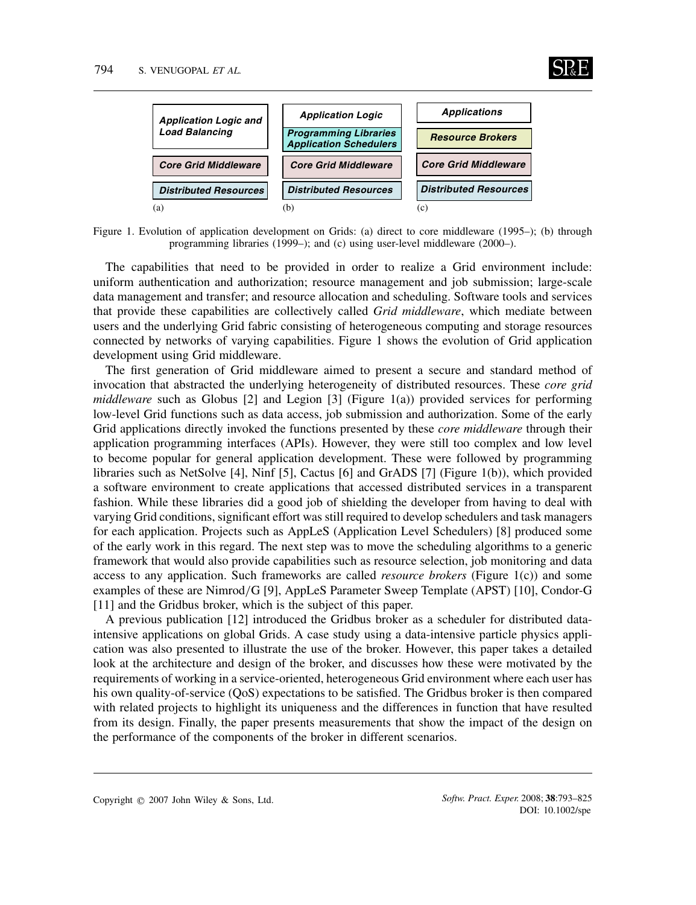| Application Logic and Load Balancing | Application Logic | Applications |
| --- | --- | --- |
| | Programming Libraries Application Schedulers | Resource Brokers |
| Core Grid Middleware | Core Grid Middleware | Core Grid Middleware |
| Distributed Resources | Distributed Resources | Distributed Resources |
| (a) | (b) | (c) |

Figure 1. Evolution of application development on Grids: (a) direct to core middleware (1995–); (b) through programming libraries (1999–); and (c) using user-level middleware (2000–).

The capabilities that need to be provided in order to realize a Grid environment include: uniform authentication and authorization; resource management and job submission; large-scale data management and transfer; and resource allocation and scheduling. Software tools and services that provide these capabilities are collectively called *Grid middleware*, which mediate between users and the underlying Grid fabric consisting of heterogeneous computing and storage resources connected by networks of varying capabilities. Figure 1 shows the evolution of Grid application development using Grid middleware.

The first generation of Grid middleware aimed to present a secure and standard method of invocation that abstracted the underlying heterogeneity of distributed resources. These *core grid middleware* such as Globus [2] and Legion [3] (Figure 1(a)) provided services for performing low-level Grid functions such as data access, job submission and authorization. Some of the early Grid applications directly invoked the functions presented by these *core middleware* through their application programming interfaces (APIs). However, they were still too complex and low level to become popular for general application development. These were followed by programming libraries such as NetSolve [4], Ninf [5], Cactus [6] and GrADS [7] (Figure 1(b)), which provided a software environment to create applications that accessed distributed services in a transparent fashion. While these libraries did a good job of shielding the developer from having to deal with varying Grid conditions, significant effort was still required to develop schedulers and task managers for each application. Projects such as AppLeS (Application Level Schedulers) [8] produced some of the early work in this regard. The next step was to move the scheduling algorithms to a generic framework that would also provide capabilities such as resource selection, job monitoring and data access to any application. Such frameworks are called *resource brokers* (Figure 1(c)) and some examples of these are Nimrod/G [9], AppLeS Parameter Sweep Template (APST) [10], Condor-G [11] and the Gridbus broker, which is the subject of this paper.

A previous publication [12] introduced the Gridbus broker as a scheduler for distributed data-intensive applications on global Grids. A case study using a data-intensive particle physics application was also presented to illustrate the use of the broker. However, this paper takes a detailed look at the architecture and design of the broker, and discusses how these were motivated by the requirements of working in a service-oriented, heterogeneous Grid environment where each user has his own quality-of-service (QoS) expectations to be satisfied. The Gridbus broker is then compared with related projects to highlight its uniqueness and the differences in function that have resulted from its design. Finally, the paper presents measurements that show the impact of the design on the performance of the components of the broker in different scenarios.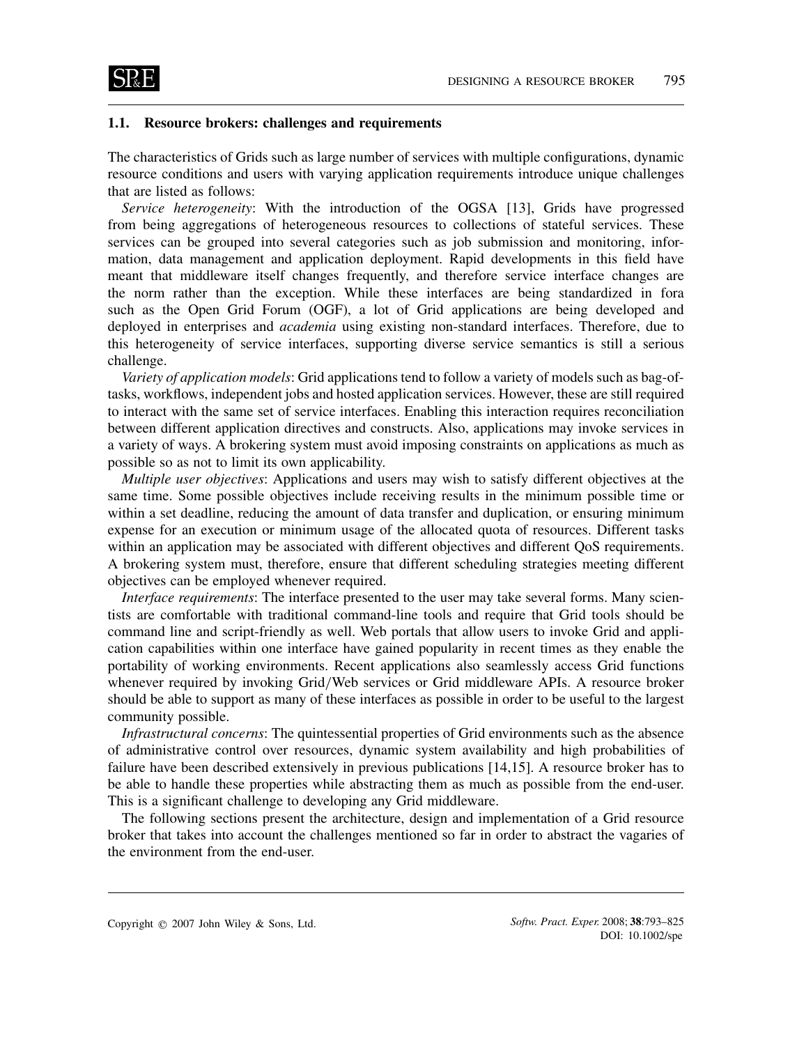### 1.1. Resource brokers: challenges and requirements

The characteristics of Grids such as large number of services with multiple configurations, dynamic resource conditions and users with varying application requirements introduce unique challenges that are listed as follows:

*Service heterogeneity*: With the introduction of the OGSA [13], Grids have progressed from being aggregations of heterogeneous resources to collections of stateful services. These services can be grouped into several categories such as job submission and monitoring, information, data management and application deployment. Rapid developments in this field have meant that middleware itself changes frequently, and therefore service interface changes are the norm rather than the exception. While these interfaces are being standardized in fora such as the Open Grid Forum (OGF), a lot of Grid applications are being developed and deployed in enterprises and *academia* using existing non-standard interfaces. Therefore, due to this heterogeneity of service interfaces, supporting diverse service semantics is still a serious challenge.

*Variety of application models*: Grid applications tend to follow a variety of models such as bag-of-tasks, workflows, independent jobs and hosted application services. However, these are still required to interact with the same set of service interfaces. Enabling this interaction requires reconciliation between different application directives and constructs. Also, applications may invoke services in a variety of ways. A brokering system must avoid imposing constraints on applications as much as possible so as not to limit its own applicability.

*Multiple user objectives*: Applications and users may wish to satisfy different objectives at the same time. Some possible objectives include receiving results in the minimum possible time or within a set deadline, reducing the amount of data transfer and duplication, or ensuring minimum expense for an execution or minimum usage of the allocated quota of resources. Different tasks within an application may be associated with different objectives and different QoS requirements. A brokering system must, therefore, ensure that different scheduling strategies meeting different objectives can be employed whenever required.

*Interface requirements*: The interface presented to the user may take several forms. Many scientists are comfortable with traditional command-line tools and require that Grid tools should be command line and script-friendly as well. Web portals that allow users to invoke Grid and application capabilities within one interface have gained popularity in recent times as they enable the portability of working environments. Recent applications also seamlessly access Grid functions whenever required by invoking Grid/Web services or Grid middleware APIs. A resource broker should be able to support as many of these interfaces as possible in order to be useful to the largest community possible.

*Infrastructural concerns*: The quintessential properties of Grid environments such as the absence of administrative control over resources, dynamic system availability and high probabilities of failure have been described extensively in previous publications [14,15]. A resource broker has to be able to handle these properties while abstracting them as much as possible from the end-user. This is a significant challenge to developing any Grid middleware.

The following sections present the architecture, design and implementation of a Grid resource broker that takes into account the challenges mentioned so far in order to abstract the vagaries of the environment from the end-user.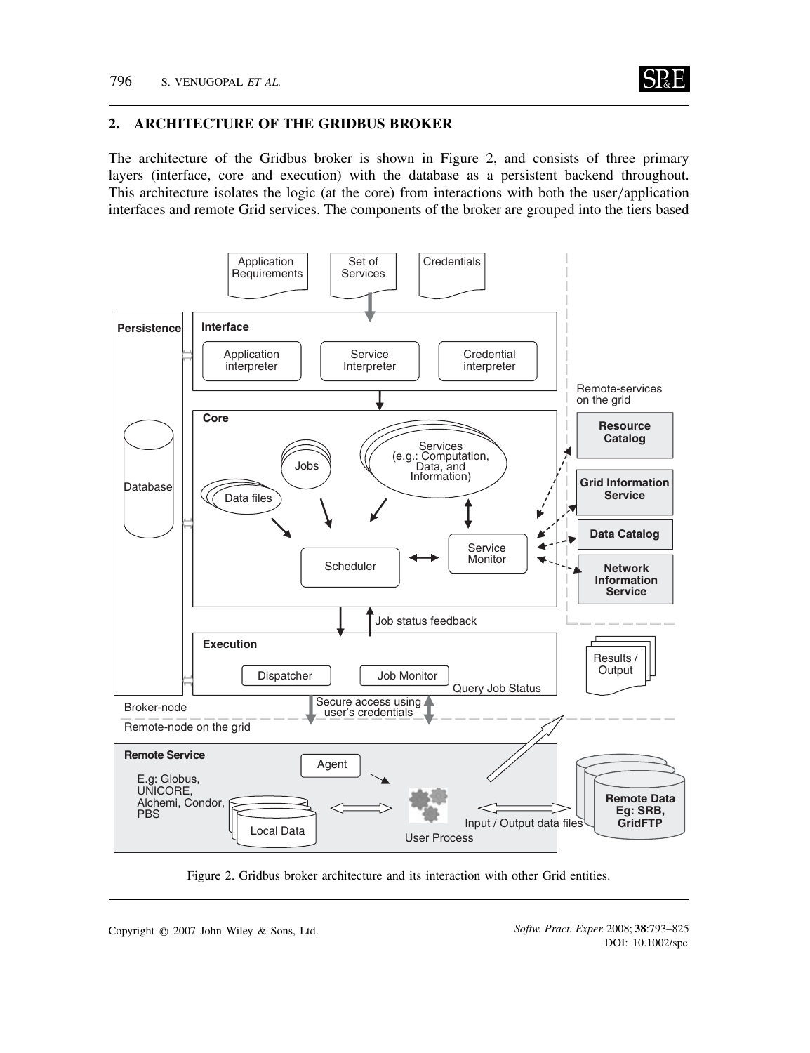## 2. ARCHITECTURE OF THE GRIDBUS BROKER

The architecture of the Gridbus broker is shown in Figure 2, and consists of three primary layers (interface, core and execution) with the database as a persistent backend throughout. This architecture isolates the logic (at the core) from interactions with both the user/application interfaces and remote Grid services. The components of the broker are grouped into the tiers based

Figure 2. Gridbus broker architecture and its interaction with other Grid entities.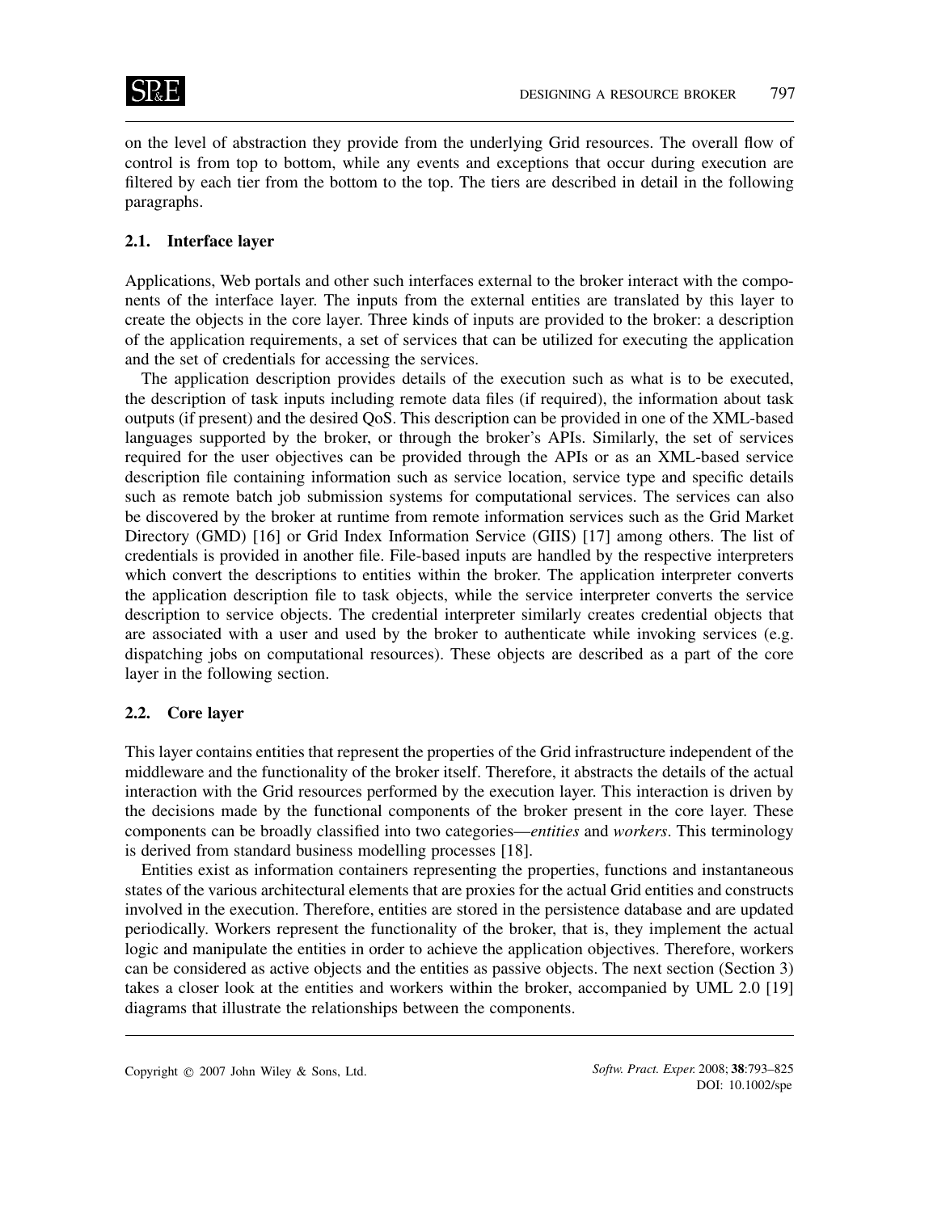on the level of abstraction they provide from the underlying Grid resources. The overall flow of control is from top to bottom, while any events and exceptions that occur during execution are filtered by each tier from the bottom to the top. The tiers are described in detail in the following paragraphs.

### 2.1. Interface layer

Applications, Web portals and other such interfaces external to the broker interact with the components of the interface layer. The inputs from the external entities are translated by this layer to create the objects in the core layer. Three kinds of inputs are provided to the broker: a description of the application requirements, a set of services that can be utilized for executing the application and the set of credentials for accessing the services.

The application description provides details of the execution such as what is to be executed, the description of task inputs including remote data files (if required), the information about task outputs (if present) and the desired QoS. This description can be provided in one of the XML-based languages supported by the broker, or through the broker's APIs. Similarly, the set of services required for the user objectives can be provided through the APIs or as an XML-based service description file containing information such as service location, service type and specific details such as remote batch job submission systems for computational services. The services can also be discovered by the broker at runtime from remote information services such as the Grid Market Directory (GMD) [16] or Grid Index Information Service (GIIS) [17] among others. The list of credentials is provided in another file. File-based inputs are handled by the respective interpreters which convert the descriptions to entities within the broker. The application interpreter converts the application description file to task objects, while the service interpreter converts the service description to service objects. The credential interpreter similarly creates credential objects that are associated with a user and used by the broker to authenticate while invoking services (e.g. dispatching jobs on computational resources). These objects are described as a part of the core layer in the following section.

### 2.2. Core layer

This layer contains entities that represent the properties of the Grid infrastructure independent of the middleware and the functionality of the broker itself. Therefore, it abstracts the details of the actual interaction with the Grid resources performed by the execution layer. This interaction is driven by the decisions made by the functional components of the broker present in the core layer. These components can be broadly classified into two categories—*entities* and *workers*. This terminology is derived from standard business modelling processes [18].

Entities exist as information containers representing the properties, functions and instantaneous states of the various architectural elements that are proxies for the actual Grid entities and constructs involved in the execution. Therefore, entities are stored in the persistence database and are updated periodically. Workers represent the functionality of the broker, that is, they implement the actual logic and manipulate the entities in order to achieve the application objectives. Therefore, workers can be considered as active objects and the entities as passive objects. The next section (Section 3) takes a closer look at the entities and workers within the broker, accompanied by UML 2.0 [19] diagrams that illustrate the relationships between the components.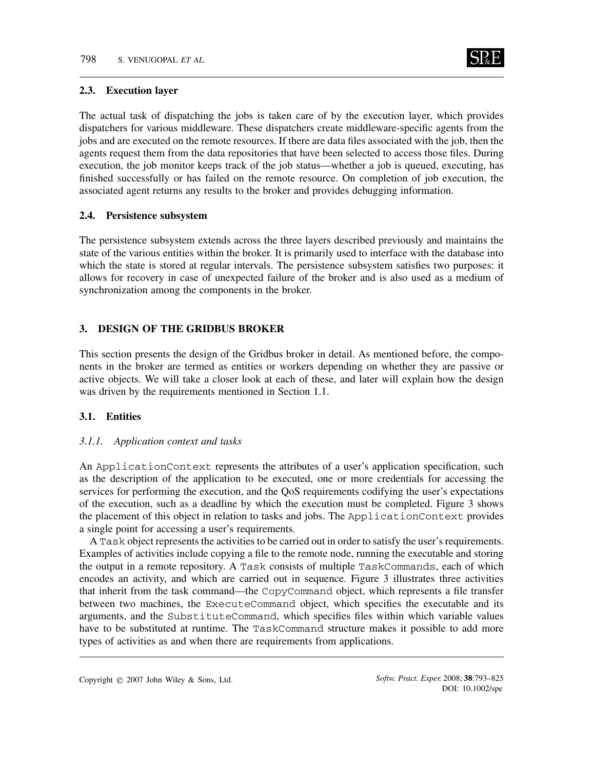### 2.3. Execution layer

The actual task of dispatching the jobs is taken care of by the execution layer, which provides dispatchers for various middleware. These dispatchers create middleware-specific agents from the jobs and are executed on the remote resources. If there are data files associated with the job, then the agents request them from the data repositories that have been selected to access those files. During execution, the job monitor keeps track of the job status—whether a job is queued, executing, has finished successfully or has failed on the remote resource. On completion of job execution, the associated agent returns any results to the broker and provides debugging information.

### 2.4. Persistence subsystem

The persistence subsystem extends across the three layers described previously and maintains the state of the various entities within the broker. It is primarily used to interface with the database into which the state is stored at regular intervals. The persistence subsystem satisfies two purposes: it allows for recovery in case of unexpected failure of the broker and is also used as a medium of synchronization among the components in the broker.

## 3. DESIGN OF THE GRIDBUS BROKER

This section presents the design of the Gridbus broker in detail. As mentioned before, the components in the broker are termed as entities or workers depending on whether they are passive or active objects. We will take a closer look at each of these, and later will explain how the design was driven by the requirements mentioned in Section 1.1.

### 3.1. Entities

#### *3.1.1. Application context and tasks*

An `ApplicationContext` represents the attributes of a user's application specification, such as the description of the application to be executed, one or more credentials for accessing the services for performing the execution, and the QoS requirements codifying the user's expectations of the execution, such as a deadline by which the execution must be completed. Figure 3 shows the placement of this object in relation to tasks and jobs. The `ApplicationContext` provides a single point for accessing a user's requirements.

A `Task` object represents the activities to be carried out in order to satisfy the user's requirements. Examples of activities include copying a file to the remote node, running the executable and storing the output in a remote repository. A `Task` consists of multiple `TaskCommands`, each of which encodes an activity, and which are carried out in sequence. Figure 3 illustrates three activities that inherit from the task command—the `CopyCommand` object, which represents a file transfer between two machines, the `ExecuteCommand` object, which specifies the executable and its arguments, and the `SubstituteCommand`, which specifies files within which variable values have to be substituted at runtime. The `TaskCommand` structure makes it possible to add more types of activities as and when there are requirements from applications.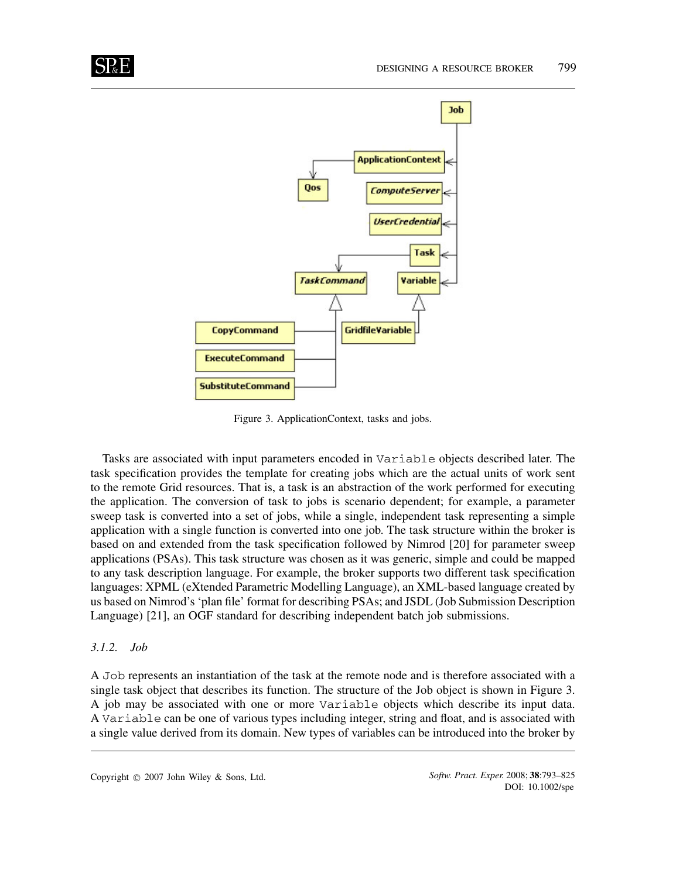Figure 3. ApplicationContext, tasks and jobs.

Tasks are associated with input parameters encoded in `Variable` objects described later. The task specification provides the template for creating jobs which are the actual units of work sent to the remote Grid resources. That is, a task is an abstraction of the work performed for executing the application. The conversion of task to jobs is scenario dependent; for example, a parameter sweep task is converted into a set of jobs, while a single, independent task representing a simple application with a single function is converted into one job. The task structure within the broker is based on and extended from the task specification followed by Nimrod [20] for parameter sweep applications (PSAs). This task structure was chosen as it was generic, simple and could be mapped to any task description language. For example, the broker supports two different task specification languages: XPML (eXtended Parametric Modelling Language), an XML-based language created by us based on Nimrod's 'plan file' format for describing PSAs; and JSDL (Job Submission Description Language) [21], an OGF standard for describing independent batch job submissions.

### *3.1.2. Job*

A `Job` represents an instantiation of the task at the remote node and is therefore associated with a single task object that describes its function. The structure of the Job object is shown in Figure 3. A job may be associated with one or more `Variable` objects which describe its input data. A `Variable` can be one of various types including integer, string and float, and is associated with a single value derived from its domain. New types of variables can be introduced into the broker by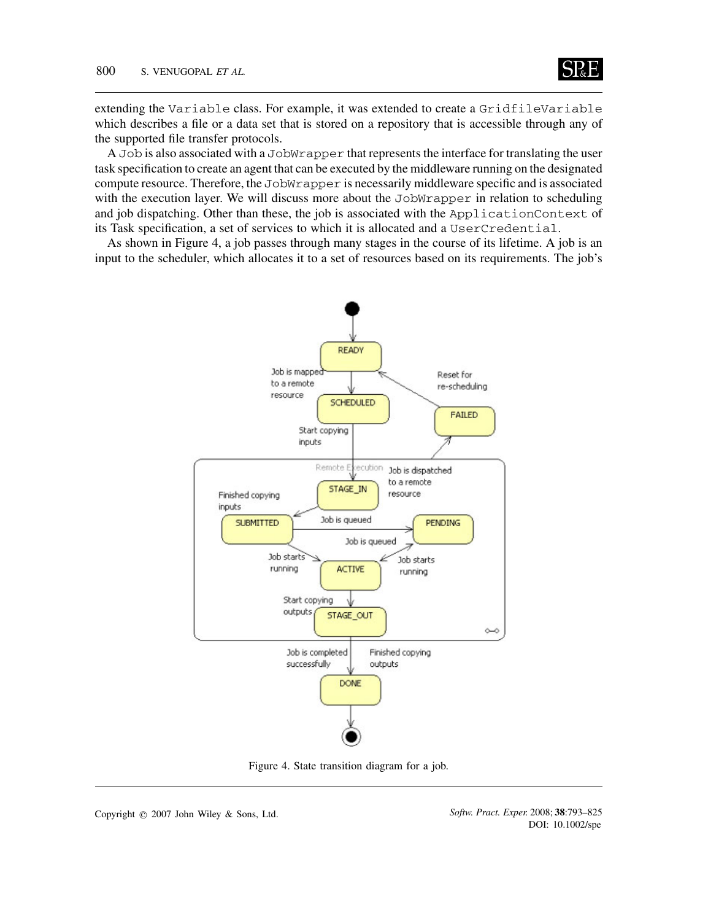extending the `Variable` class. For example, it was extended to create a `GridfileVariable` which describes a file or a data set that is stored on a repository that is accessible through any of the supported file transfer protocols.

A `Job` is also associated with a `JobWrapper` that represents the interface for translating the user task specification to create an agent that can be executed by the middleware running on the designated compute resource. Therefore, the `JobWrapper` is necessarily middleware specific and is associated with the execution layer. We will discuss more about the `JobWrapper` in relation to scheduling and job dispatching. Other than these, the job is associated with the `ApplicationContext` of its Task specification, a set of services to which it is allocated and a `UserCredential`.

As shown in Figure 4, a job passes through many stages in the course of its lifetime. A job is an input to the scheduler, which allocates it to a set of resources based on its requirements. The job's

Figure 4. State transition diagram for a job.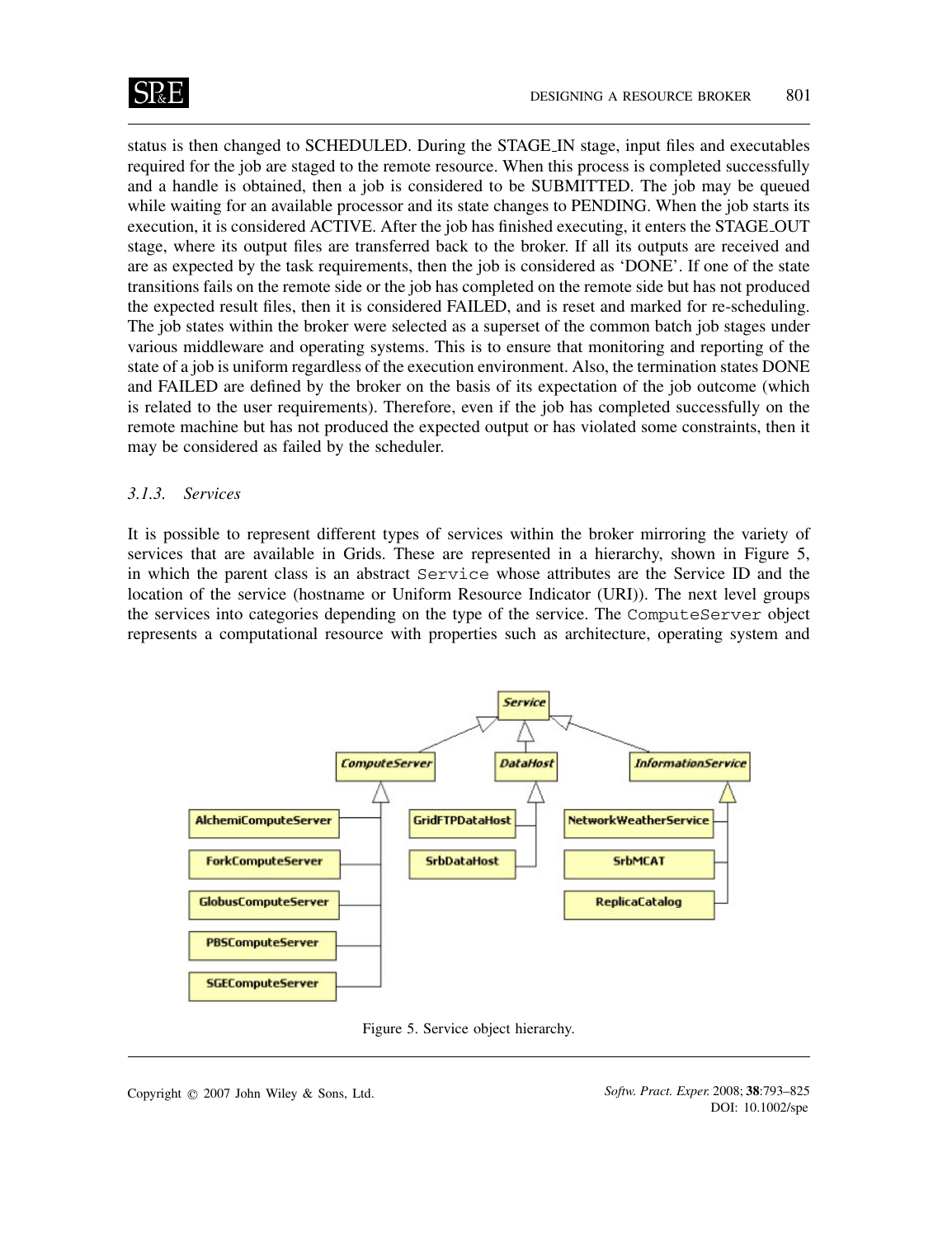status is then changed to SCHEDULED. During the STAGE_IN stage, input files and executables required for the job are staged to the remote resource. When this process is completed successfully and a handle is obtained, then a job is considered to be SUBMITTED. The job may be queued while waiting for an available processor and its state changes to PENDING. When the job starts its execution, it is considered ACTIVE. After the job has finished executing, it enters the STAGE_OUT stage, where its output files are transferred back to the broker. If all its outputs are received and are as expected by the task requirements, then the job is considered as 'DONE'. If one of the state transitions fails on the remote side or the job has completed on the remote side but has not produced the expected result files, then it is considered FAILED, and is reset and marked for re-scheduling. The job states within the broker were selected as a superset of the common batch job stages under various middleware and operating systems. This is to ensure that monitoring and reporting of the state of a job is uniform regardless of the execution environment. Also, the termination states DONE and FAILED are defined by the broker on the basis of its expectation of the job outcome (which is related to the user requirements). Therefore, even if the job has completed successfully on the remote machine but has not produced the expected output or has violated some constraints, then it may be considered as failed by the scheduler.

### *3.1.3. Services*

It is possible to represent different types of services within the broker mirroring the variety of services that are available in Grids. These are represented in a hierarchy, shown in Figure 5, in which the parent class is an abstract `Service` whose attributes are the Service ID and the location of the service (hostname or Uniform Resource Indicator (URI)). The next level groups the services into categories depending on the type of the service. The `ComputeServer` object represents a computational resource with properties such as architecture, operating system and

Service
ComputeServer
DataHost
InformationService
AlchemiComputeServer
ForkComputeServer
GlobusComputeServer
PBSComputeServer
SGEComputeServer
GridFTPDataHost
SrbDataHost
NetworkWeatherService
SrbMCAT
ReplicaCatalog

Figure 5. Service object hierarchy.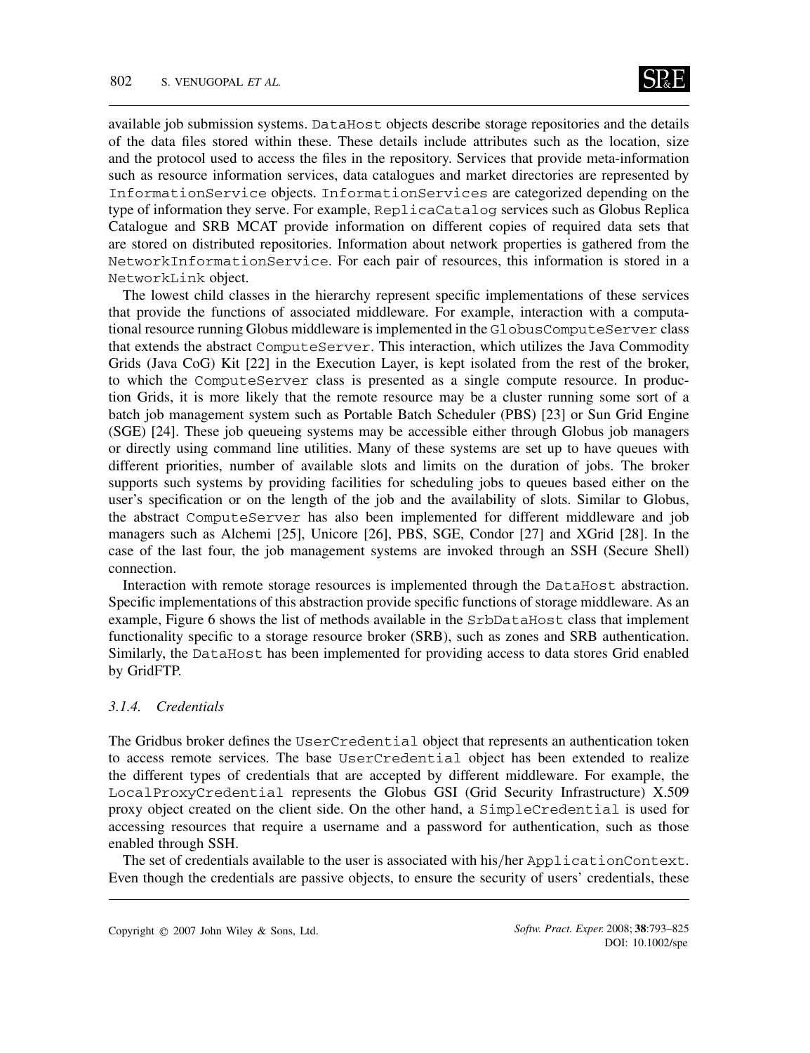available job submission systems. DataHost objects describe storage repositories and the details of the data files stored within these. These details include attributes such as the location, size and the protocol used to access the files in the repository. Services that provide meta-information such as resource information services, data catalogues and market directories are represented by InformationService objects. InformationServices are categorized depending on the type of information they serve. For example, ReplicaCatalog services such as Globus Replica Catalogue and SRB MCAT provide information on different copies of required data sets that are stored on distributed repositories. Information about network properties is gathered from the NetworkInformationService. For each pair of resources, this information is stored in a NetworkLink object.

The lowest child classes in the hierarchy represent specific implementations of these services that provide the functions of associated middleware. For example, interaction with a computational resource running Globus middleware is implemented in the GlobusComputeServer class that extends the abstract ComputeServer. This interaction, which utilizes the Java Commodity Grids (Java CoG) Kit [22] in the Execution Layer, is kept isolated from the rest of the broker, to which the ComputeServer class is presented as a single compute resource. In production Grids, it is more likely that the remote resource may be a cluster running some sort of a batch job management system such as Portable Batch Scheduler (PBS) [23] or Sun Grid Engine (SGE) [24]. These job queueing systems may be accessible either through Globus job managers or directly using command line utilities. Many of these systems are set up to have queues with different priorities, number of available slots and limits on the duration of jobs. The broker supports such systems by providing facilities for scheduling jobs to queues based either on the user's specification or on the length of the job and the availability of slots. Similar to Globus, the abstract ComputeServer has also been implemented for different middleware and job managers such as Alchemi [25], Unicore [26], PBS, SGE, Condor [27] and XGrid [28]. In the case of the last four, the job management systems are invoked through an SSH (Secure Shell) connection.

Interaction with remote storage resources is implemented through the DataHost abstraction. Specific implementations of this abstraction provide specific functions of storage middleware. As an example, Figure 6 shows the list of methods available in the SrbDataHost class that implement functionality specific to a storage resource broker (SRB), such as zones and SRB authentication. Similarly, the DataHost has been implemented for providing access to data stores Grid enabled by GridFTP.

#### 3.1.4. *Credentials*

The Gridbus broker defines the UserCredential object that represents an authentication token to access remote services. The base UserCredential object has been extended to realize the different types of credentials that are accepted by different middleware. For example, the LocalProxyCredential represents the Globus GSI (Grid Security Infrastructure) X.509 proxy object created on the client side. On the other hand, a SimpleCredential is used for accessing resources that require a username and a password for authentication, such as those enabled through SSH.

The set of credentials available to the user is associated with his/her ApplicationContext. Even though the credentials are passive objects, to ensure the security of users' credentials, these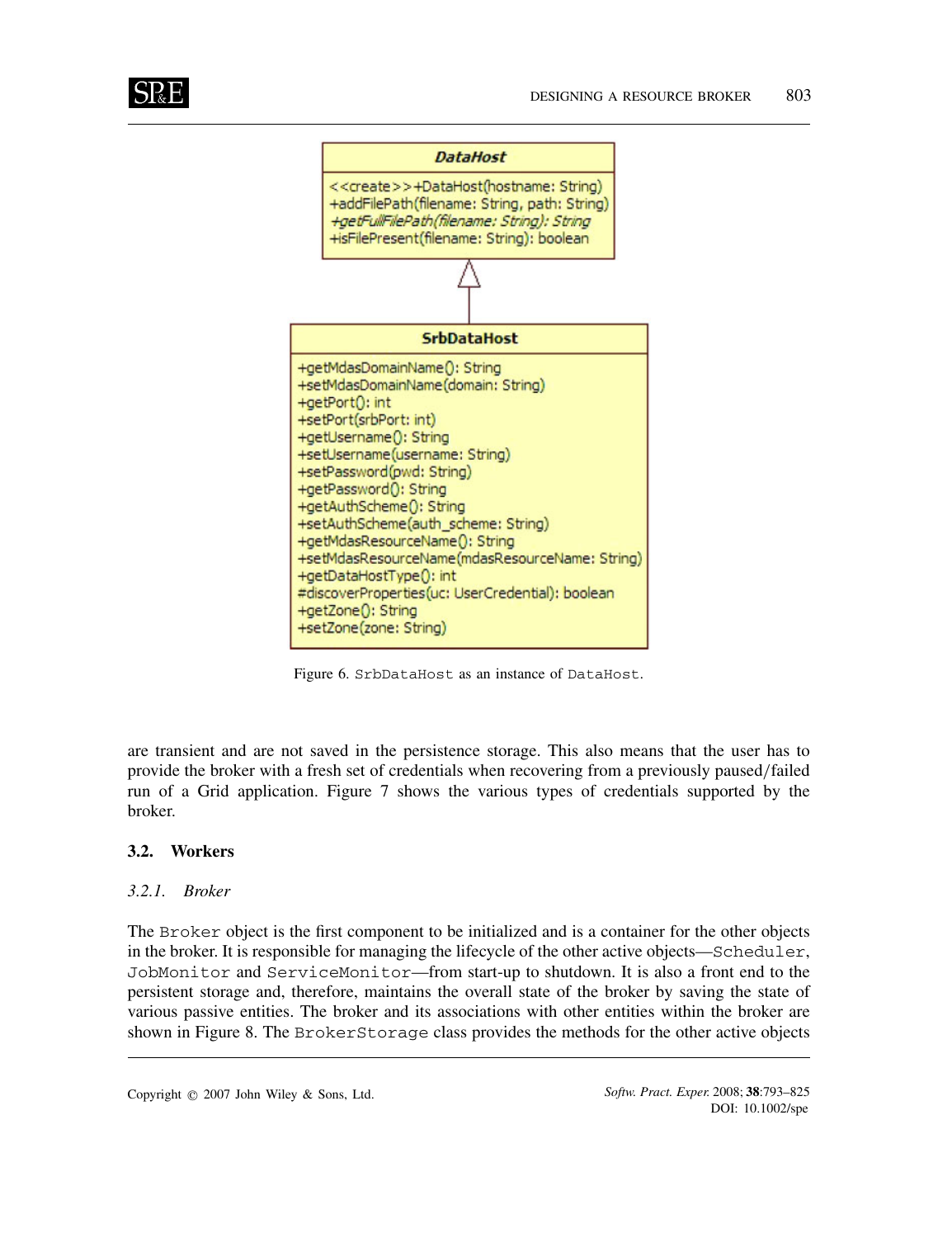| DataHost |
| --- |
| <<create>>+DataHost(hostname: String) |
| +addFilePath(filename: String, path: String) |
| *+getFullFilePath(filename: String): String* |
| +isFilePresent(filename: String): boolean |

| SrbDataHost |
| --- |
| +getMdasDomainName(): String |
| +setMdasDomainName(domain: String) |
| +getPort(): int |
| +setPort(srbPort: int) |
| +getUsername(): String |
| +setUsername(username: String) |
| +setPassword(pwd: String) |
| +getPassword(): String |
| +getAuthScheme(): String |
| +setAuthScheme(auth_scheme: String) |
| +getMdasResourceName(): String |
| +setMdasResourceName(mdasResourceName: String) |
| +getDataHostType(): int |
| #discoverProperties(uc: UserCredential): boolean |
| +getZone(): String |
| +setZone(zone: String) |

Figure 6. `SrbDataHost` as an instance of `DataHost`.

are transient and are not saved in the persistence storage. This also means that the user has to provide the broker with a fresh set of credentials when recovering from a previously paused/failed run of a Grid application. Figure 7 shows the various types of credentials supported by the broker.

### 3.2. Workers

#### *3.2.1. Broker*

The `Broker` object is the first component to be initialized and is a container for the other objects in the broker. It is responsible for managing the lifecycle of the other active objects—`Scheduler`, `JobMonitor` and `ServiceMonitor`—from start-up to shutdown. It is also a front end to the persistent storage and, therefore, maintains the overall state of the broker by saving the state of various passive entities. The broker and its associations with other entities within the broker are shown in Figure 8. The `BrokerStorage` class provides the methods for the other active objects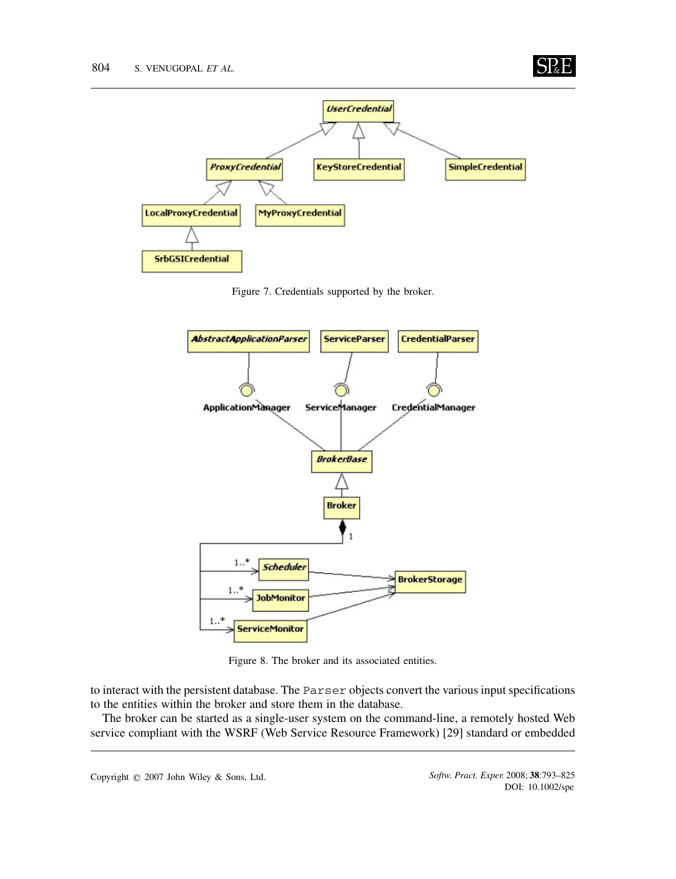Figure 7. Credentials supported by the broker.

Figure 8. The broker and its associated entities.

to interact with the persistent database. The `Parser` objects convert the various input specifications to the entities within the broker and store them in the database.

The broker can be started as a single-user system on the command-line, a remotely hosted Web service compliant with the WSRF (Web Service Resource Framework) [29] standard or embedded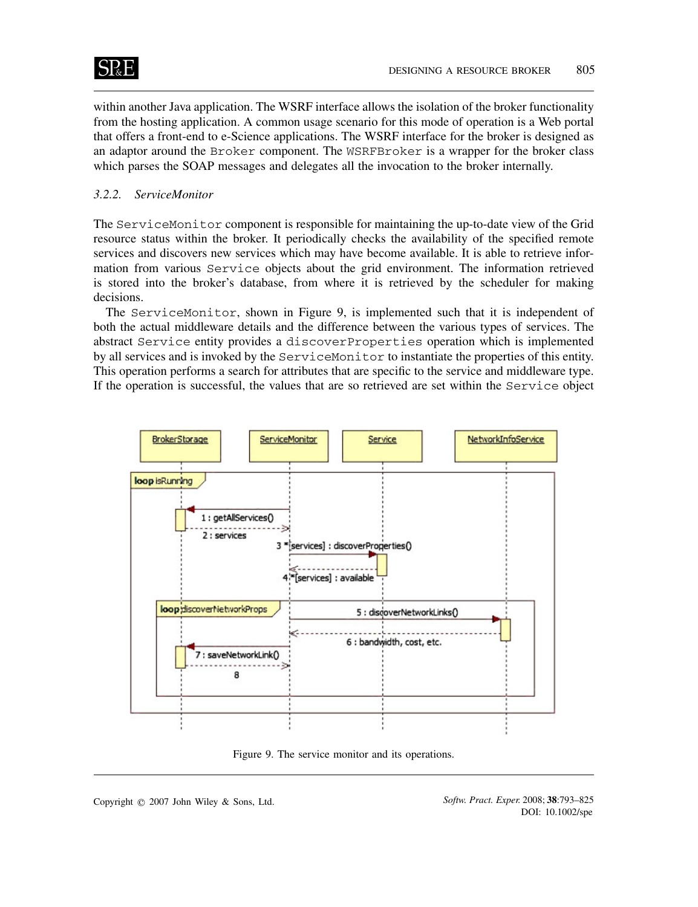within another Java application. The WSRF interface allows the isolation of the broker functionality from the hosting application. A common usage scenario for this mode of operation is a Web portal that offers a front-end to e-Science applications. The WSRF interface for the broker is designed as an adaptor around the `Broker` component. The `WSRFBroker` is a wrapper for the broker class which parses the SOAP messages and delegates all the invocation to the broker internally.

### *3.2.2. ServiceMonitor*

The `ServiceMonitor` component is responsible for maintaining the up-to-date view of the Grid resource status within the broker. It periodically checks the availability of the specified remote services and discovers new services which may have become available. It is able to retrieve information from various `Service` objects about the grid environment. The information retrieved is stored into the broker's database, from where it is retrieved by the scheduler for making decisions.

The `ServiceMonitor`, shown in Figure 9, is implemented such that it is independent of both the actual middleware details and the difference between the various types of services. The abstract `Service` entity provides a `discoverProperties` operation which is implemented by all services and is invoked by the `ServiceMonitor` to instantiate the properties of this entity. This operation performs a search for attributes that are specific to the service and middleware type. If the operation is successful, the values that are so retrieved are set within the `Service` object

Figure 9. The service monitor and its operations.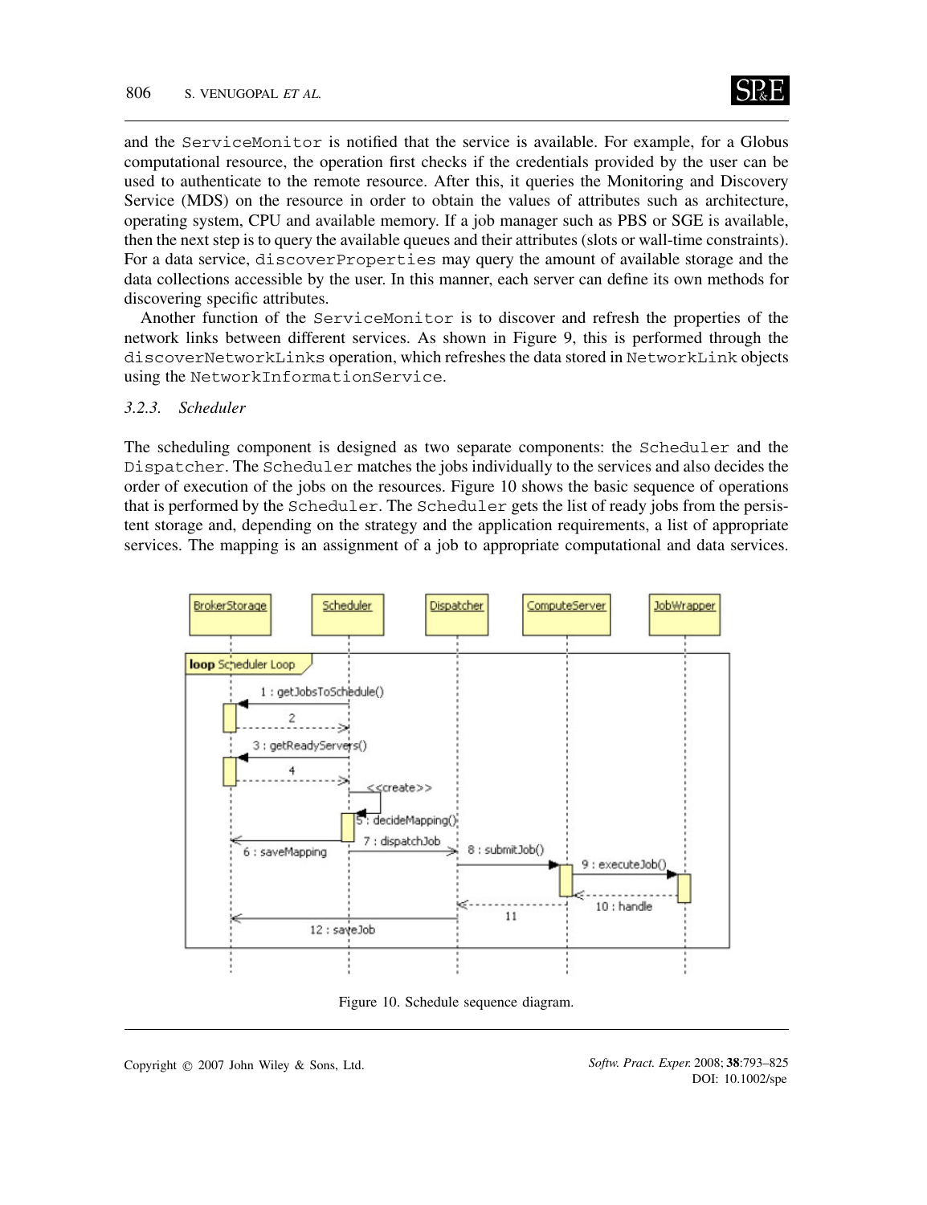and the `ServiceMonitor` is notified that the service is available. For example, for a Globus computational resource, the operation first checks if the credentials provided by the user can be used to authenticate to the remote resource. After this, it queries the Monitoring and Discovery Service (MDS) on the resource in order to obtain the values of attributes such as architecture, operating system, CPU and available memory. If a job manager such as PBS or SGE is available, then the next step is to query the available queues and their attributes (slots or wall-time constraints). For a data service, `discoverProperties` may query the amount of available storage and the data collections accessible by the user. In this manner, each server can define its own methods for discovering specific attributes.

Another function of the `ServiceMonitor` is to discover and refresh the properties of the network links between different services. As shown in Figure 9, this is performed through the `discoverNetworkLinks` operation, which refreshes the data stored in `NetworkLink` objects using the `NetworkInformationService`.

### *3.2.3. Scheduler*

The scheduling component is designed as two separate components: the `Scheduler` and the `Dispatcher`. The `Scheduler` matches the jobs individually to the services and also decides the order of execution of the jobs on the resources. Figure 10 shows the basic sequence of operations that is performed by the `Scheduler`. The `Scheduler` gets the list of ready jobs from the persistent storage and, depending on the strategy and the application requirements, a list of appropriate services. The mapping is an assignment of a job to appropriate computational and data services.

Figure 10. Schedule sequence diagram.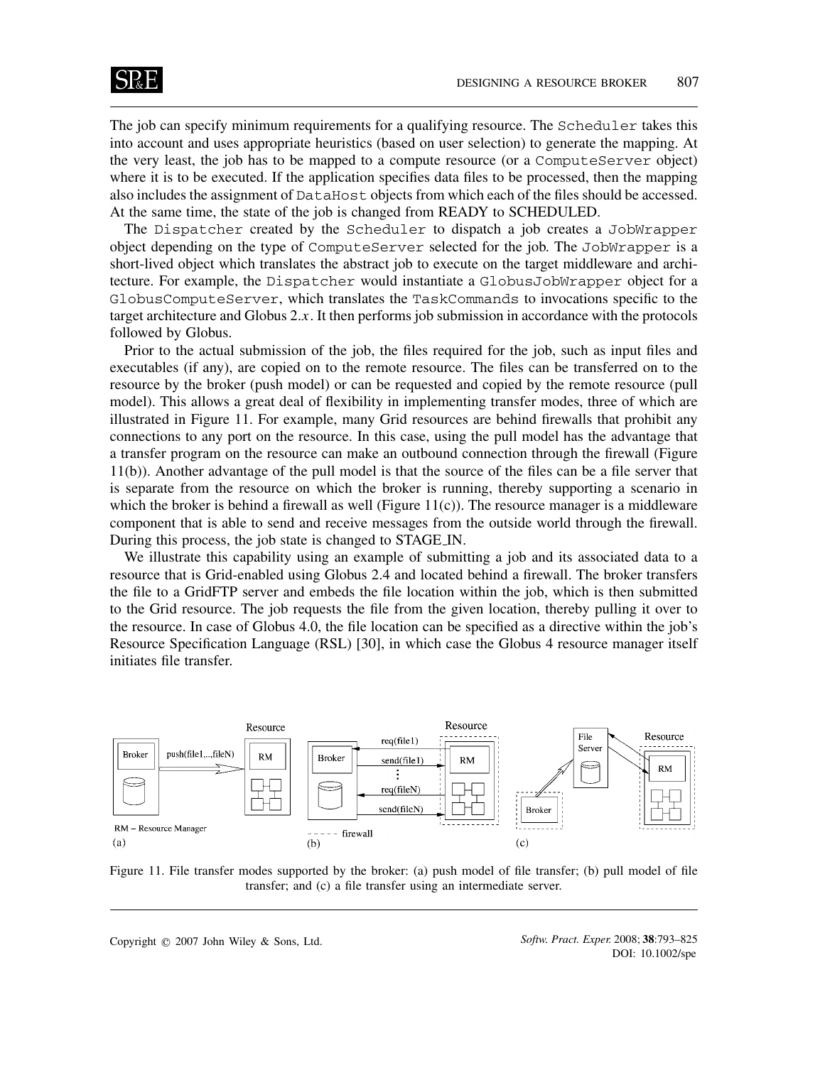The job can specify minimum requirements for a qualifying resource. The Scheduler takes this into account and uses appropriate heuristics (based on user selection) to generate the mapping. At the very least, the job has to be mapped to a compute resource (or a ComputeServer object) where it is to be executed. If the application specifies data files to be processed, then the mapping also includes the assignment of DataHost objects from which each of the files should be accessed. At the same time, the state of the job is changed from READY to SCHEDULED.

The Dispatcher created by the Scheduler to dispatch a job creates a JobWrapper object depending on the type of ComputeServer selected for the job. The JobWrapper is a short-lived object which translates the abstract job to execute on the target middleware and architecture. For example, the Dispatcher would instantiate a GlobusJobWrapper object for a GlobusComputeServer, which translates the TaskCommands to invocations specific to the target architecture and Globus 2.$x$. It then performs job submission in accordance with the protocols followed by Globus.

Prior to the actual submission of the job, the files required for the job, such as input files and executables (if any), are copied on to the remote resource. The files can be transferred on to the resource by the broker (push model) or can be requested and copied by the remote resource (pull model). This allows a great deal of flexibility in implementing transfer modes, three of which are illustrated in Figure 11. For example, many Grid resources are behind firewalls that prohibit any connections to any port on the resource. In this case, using the pull model has the advantage that a transfer program on the resource can make an outbound connection through the firewall (Figure 11(b)). Another advantage of the pull model is that the source of the files can be a file server that is separate from the resource on which the broker is running, thereby supporting a scenario in which the broker is behind a firewall as well (Figure 11(c)). The resource manager is a middleware component that is able to send and receive messages from the outside world through the firewall. During this process, the job state is changed to STAGE_IN.

We illustrate this capability using an example of submitting a job and its associated data to a resource that is Grid-enabled using Globus 2.4 and located behind a firewall. The broker transfers the file to a GridFTP server and embeds the file location within the job, which is then submitted to the Grid resource. The job requests the file from the given location, thereby pulling it over to the resource. In case of Globus 4.0, the file location can be specified as a directive within the job's Resource Specification Language (RSL) [30], in which case the Globus 4 resource manager itself initiates file transfer.

Resource
Broker
push(file1,..,fileN)
RM
RM – Resource Manager
(a)

Resource
req(file1)
Broker
send(file1)
RM
req(fileN)
send(fileN)
firewall
(b)

File Server
Resource
RM
Broker
(c)

Figure 11. File transfer modes supported by the broker: (a) push model of file transfer; (b) pull model of file transfer; and (c) a file transfer using an intermediate server.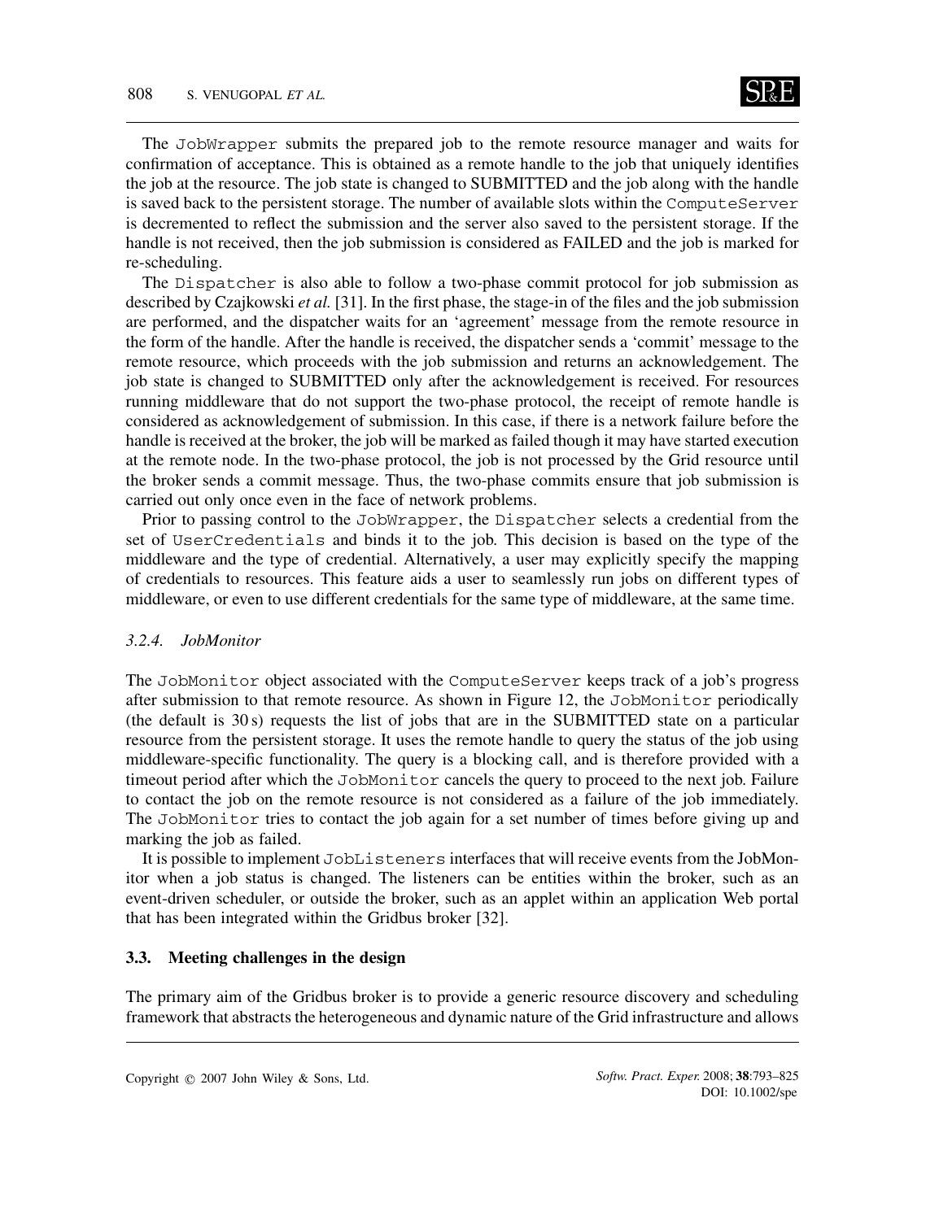The `JobWrapper` submits the prepared job to the remote resource manager and waits for confirmation of acceptance. This is obtained as a remote handle to the job that uniquely identifies the job at the resource. The job state is changed to SUBMITTED and the job along with the handle is saved back to the persistent storage. The number of available slots within the `ComputeServer` is decremented to reflect the submission and the server also saved to the persistent storage. If the handle is not received, then the job submission is considered as FAILED and the job is marked for re-scheduling.

The `Dispatcher` is also able to follow a two-phase commit protocol for job submission as described by Czajkowski *et al.* [31]. In the first phase, the stage-in of the files and the job submission are performed, and the dispatcher waits for an 'agreement' message from the remote resource in the form of the handle. After the handle is received, the dispatcher sends a 'commit' message to the remote resource, which proceeds with the job submission and returns an acknowledgement. The job state is changed to SUBMITTED only after the acknowledgement is received. For resources running middleware that do not support the two-phase protocol, the receipt of remote handle is considered as acknowledgement of submission. In this case, if there is a network failure before the handle is received at the broker, the job will be marked as failed though it may have started execution at the remote node. In the two-phase protocol, the job is not processed by the Grid resource until the broker sends a commit message. Thus, the two-phase commits ensure that job submission is carried out only once even in the face of network problems.

Prior to passing control to the `JobWrapper`, the `Dispatcher` selects a credential from the set of `UserCredentials` and binds it to the job. This decision is based on the type of the middleware and the type of credential. Alternatively, a user may explicitly specify the mapping of credentials to resources. This feature aids a user to seamlessly run jobs on different types of middleware, or even to use different credentials for the same type of middleware, at the same time.

#### *3.2.4. JobMonitor*

The `JobMonitor` object associated with the `ComputeServer` keeps track of a job's progress after submission to that remote resource. As shown in Figure 12, the `JobMonitor` periodically (the default is 30 s) requests the list of jobs that are in the SUBMITTED state on a particular resource from the persistent storage. It uses the remote handle to query the status of the job using middleware-specific functionality. The query is a blocking call, and is therefore provided with a timeout period after which the `JobMonitor` cancels the query to proceed to the next job. Failure to contact the job on the remote resource is not considered as a failure of the job immediately. The `JobMonitor` tries to contact the job again for a set number of times before giving up and marking the job as failed.

It is possible to implement `JobListeners` interfaces that will receive events from the JobMonitor when a job status is changed. The listeners can be entities within the broker, such as an event-driven scheduler, or outside the broker, such as an applet within an application Web portal that has been integrated within the Gridbus broker [32].

### 3.3. Meeting challenges in the design

The primary aim of the Gridbus broker is to provide a generic resource discovery and scheduling framework that abstracts the heterogeneous and dynamic nature of the Grid infrastructure and allows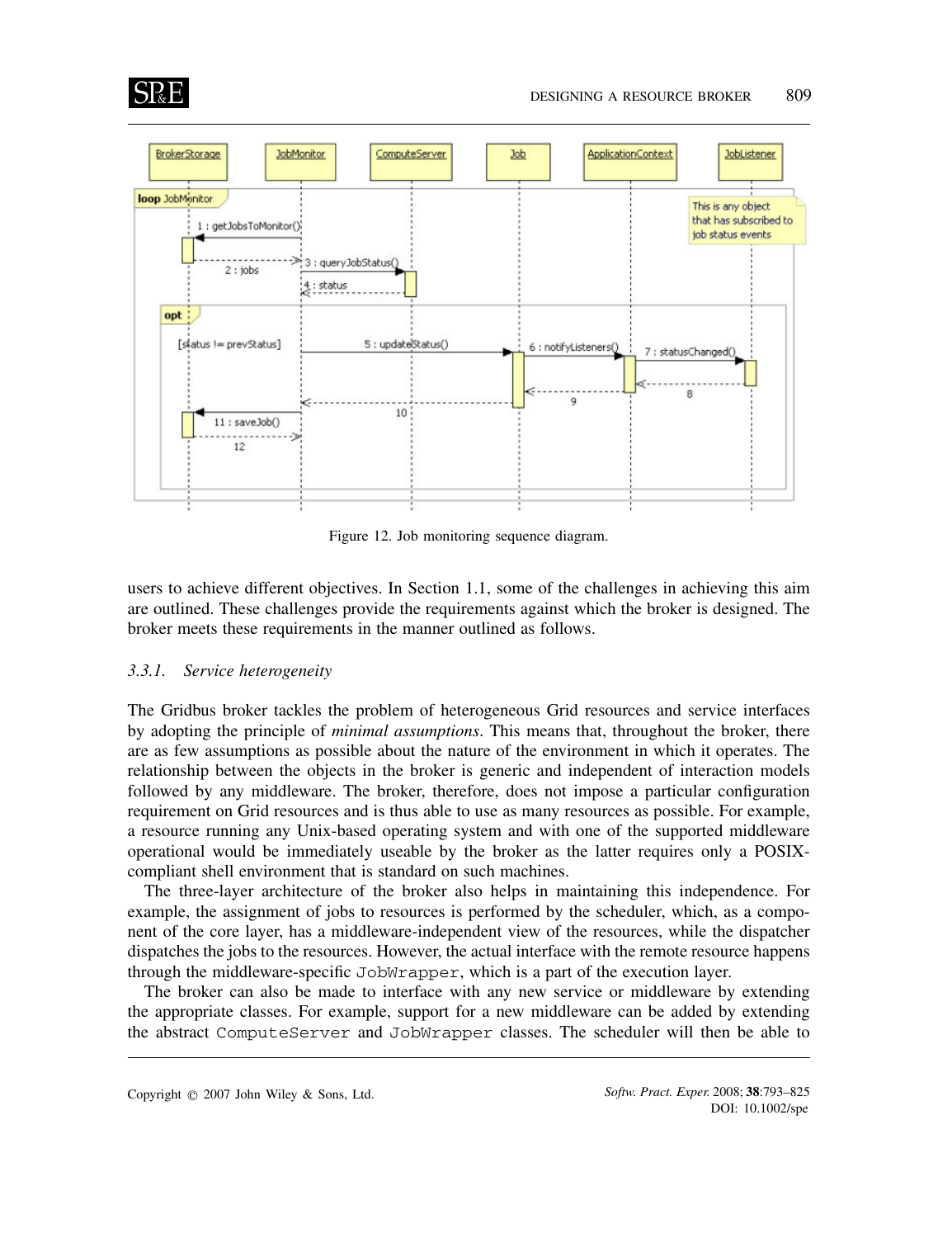Figure 12. Job monitoring sequence diagram.

users to achieve different objectives. In Section 1.1, some of the challenges in achieving this aim are outlined. These challenges provide the requirements against which the broker is designed. The broker meets these requirements in the manner outlined as follows.

### *3.3.1. Service heterogeneity*

The Gridbus broker tackles the problem of heterogeneous Grid resources and service interfaces by adopting the principle of *minimal assumptions*. This means that, throughout the broker, there are as few assumptions as possible about the nature of the environment in which it operates. The relationship between the objects in the broker is generic and independent of interaction models followed by any middleware. The broker, therefore, does not impose a particular configuration requirement on Grid resources and is thus able to use as many resources as possible. For example, a resource running any Unix-based operating system and with one of the supported middleware operational would be immediately useable by the broker as the latter requires only a POSIX-compliant shell environment that is standard on such machines.

The three-layer architecture of the broker also helps in maintaining this independence. For example, the assignment of jobs to resources is performed by the scheduler, which, as a component of the core layer, has a middleware-independent view of the resources, while the dispatcher dispatches the jobs to the resources. However, the actual interface with the remote resource happens through the middleware-specific `JobWrapper`, which is a part of the execution layer.

The broker can also be made to interface with any new service or middleware by extending the appropriate classes. For example, support for a new middleware can be added by extending the abstract `ComputeServer` and `JobWrapper` classes. The scheduler will then be able to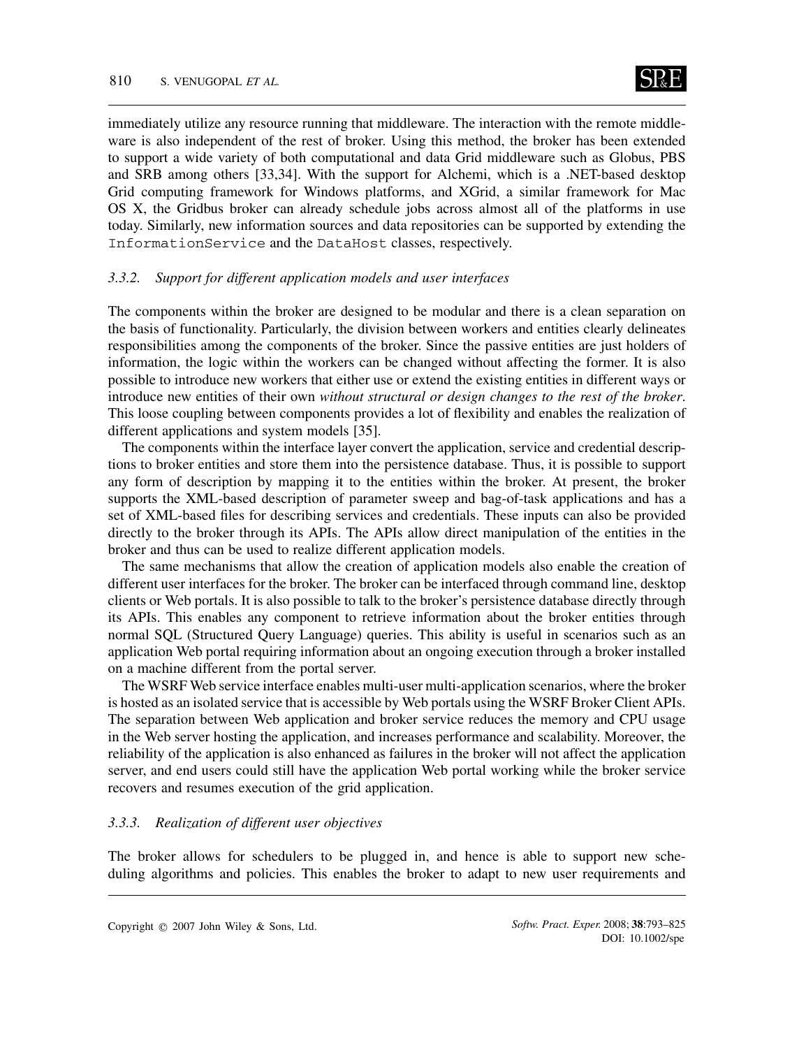immediately utilize any resource running that middleware. The interaction with the remote middleware is also independent of the rest of broker. Using this method, the broker has been extended to support a wide variety of both computational and data Grid middleware such as Globus, PBS and SRB among others [33,34]. With the support for Alchemi, which is a .NET-based desktop Grid computing framework for Windows platforms, and XGrid, a similar framework for Mac OS X, the Gridbus broker can already schedule jobs across almost all of the platforms in use today. Similarly, new information sources and data repositories can be supported by extending the `InformationService` and the `DataHost` classes, respectively.

### *3.3.2. Support for different application models and user interfaces*

The components within the broker are designed to be modular and there is a clean separation on the basis of functionality. Particularly, the division between workers and entities clearly delineates responsibilities among the components of the broker. Since the passive entities are just holders of information, the logic within the workers can be changed without affecting the former. It is also possible to introduce new workers that either use or extend the existing entities in different ways or introduce new entities of their own *without structural or design changes to the rest of the broker*. This loose coupling between components provides a lot of flexibility and enables the realization of different applications and system models [35].

The components within the interface layer convert the application, service and credential descriptions to broker entities and store them into the persistence database. Thus, it is possible to support any form of description by mapping it to the entities within the broker. At present, the broker supports the XML-based description of parameter sweep and bag-of-task applications and has a set of XML-based files for describing services and credentials. These inputs can also be provided directly to the broker through its APIs. The APIs allow direct manipulation of the entities in the broker and thus can be used to realize different application models.

The same mechanisms that allow the creation of application models also enable the creation of different user interfaces for the broker. The broker can be interfaced through command line, desktop clients or Web portals. It is also possible to talk to the broker's persistence database directly through its APIs. This enables any component to retrieve information about the broker entities through normal SQL (Structured Query Language) queries. This ability is useful in scenarios such as an application Web portal requiring information about an ongoing execution through a broker installed on a machine different from the portal server.

The WSRF Web service interface enables multi-user multi-application scenarios, where the broker is hosted as an isolated service that is accessible by Web portals using the WSRF Broker Client APIs. The separation between Web application and broker service reduces the memory and CPU usage in the Web server hosting the application, and increases performance and scalability. Moreover, the reliability of the application is also enhanced as failures in the broker will not affect the application server, and end users could still have the application Web portal working while the broker service recovers and resumes execution of the grid application.

### *3.3.3. Realization of different user objectives*

The broker allows for schedulers to be plugged in, and hence is able to support new scheduling algorithms and policies. This enables the broker to adapt to new user requirements and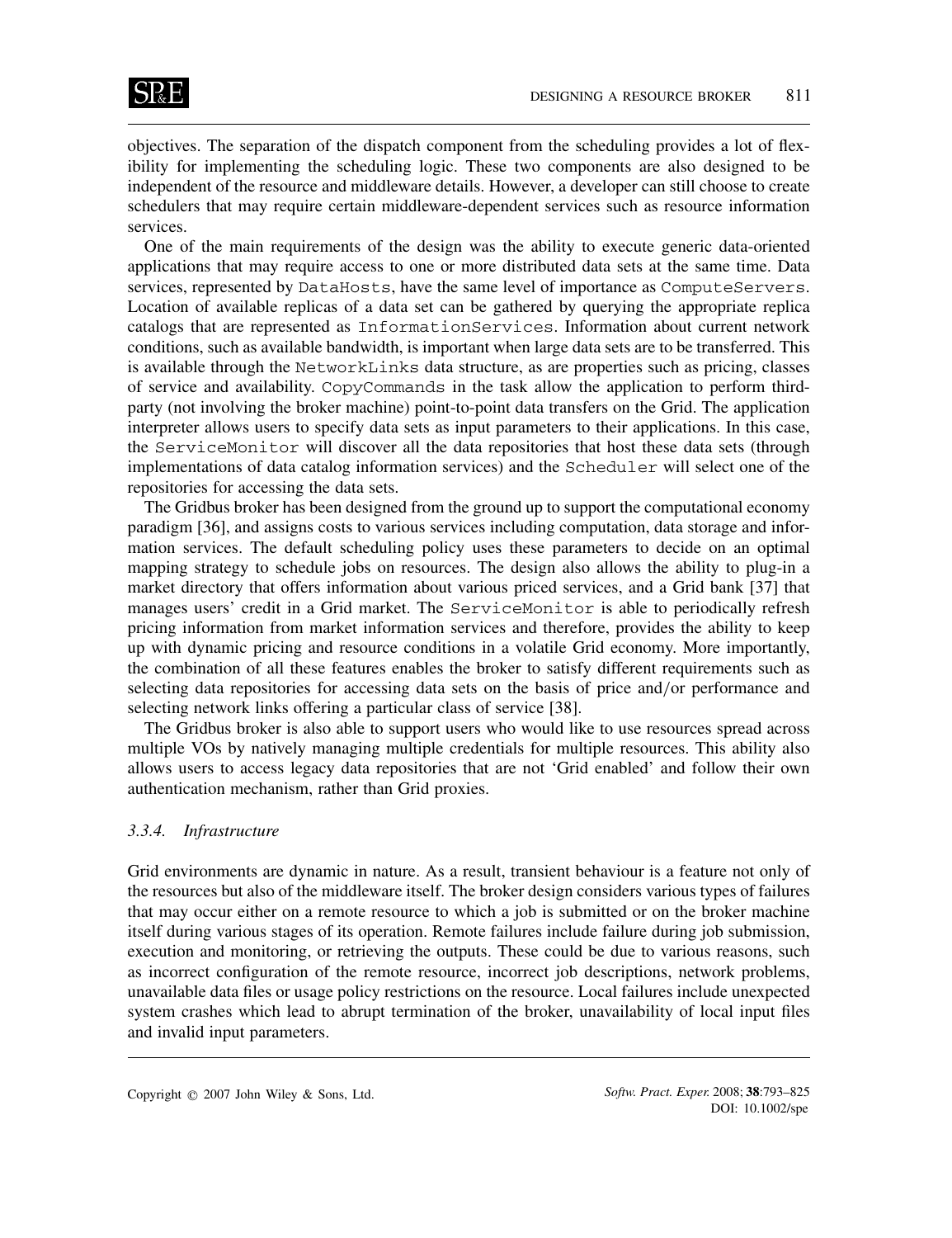objectives. The separation of the dispatch component from the scheduling provides a lot of flexibility for implementing the scheduling logic. These two components are also designed to be independent of the resource and middleware details. However, a developer can still choose to create schedulers that may require certain middleware-dependent services such as resource information services.

One of the main requirements of the design was the ability to execute generic data-oriented applications that may require access to one or more distributed data sets at the same time. Data services, represented by `DataHosts`, have the same level of importance as `ComputeServers`. Location of available replicas of a data set can be gathered by querying the appropriate replica catalogs that are represented as `InformationServices`. Information about current network conditions, such as available bandwidth, is important when large data sets are to be transferred. This is available through the `NetworkLinks` data structure, as are properties such as pricing, classes of service and availability. `CopyCommands` in the task allow the application to perform third-party (not involving the broker machine) point-to-point data transfers on the Grid. The application interpreter allows users to specify data sets as input parameters to their applications. In this case, the `ServiceMonitor` will discover all the data repositories that host these data sets (through implementations of data catalog information services) and the `Scheduler` will select one of the repositories for accessing the data sets.

The Gridbus broker has been designed from the ground up to support the computational economy paradigm [36], and assigns costs to various services including computation, data storage and information services. The default scheduling policy uses these parameters to decide on an optimal mapping strategy to schedule jobs on resources. The design also allows the ability to plug-in a market directory that offers information about various priced services, and a Grid bank [37] that manages users' credit in a Grid market. The `ServiceMonitor` is able to periodically refresh pricing information from market information services and therefore, provides the ability to keep up with dynamic pricing and resource conditions in a volatile Grid economy. More importantly, the combination of all these features enables the broker to satisfy different requirements such as selecting data repositories for accessing data sets on the basis of price and/or performance and selecting network links offering a particular class of service [38].

The Gridbus broker is also able to support users who would like to use resources spread across multiple VOs by natively managing multiple credentials for multiple resources. This ability also allows users to access legacy data repositories that are not 'Grid enabled' and follow their own authentication mechanism, rather than Grid proxies.

#### *3.3.4. Infrastructure*

Grid environments are dynamic in nature. As a result, transient behaviour is a feature not only of the resources but also of the middleware itself. The broker design considers various types of failures that may occur either on a remote resource to which a job is submitted or on the broker machine itself during various stages of its operation. Remote failures include failure during job submission, execution and monitoring, or retrieving the outputs. These could be due to various reasons, such as incorrect configuration of the remote resource, incorrect job descriptions, network problems, unavailable data files or usage policy restrictions on the resource. Local failures include unexpected system crashes which lead to abrupt termination of the broker, unavailability of local input files and invalid input parameters.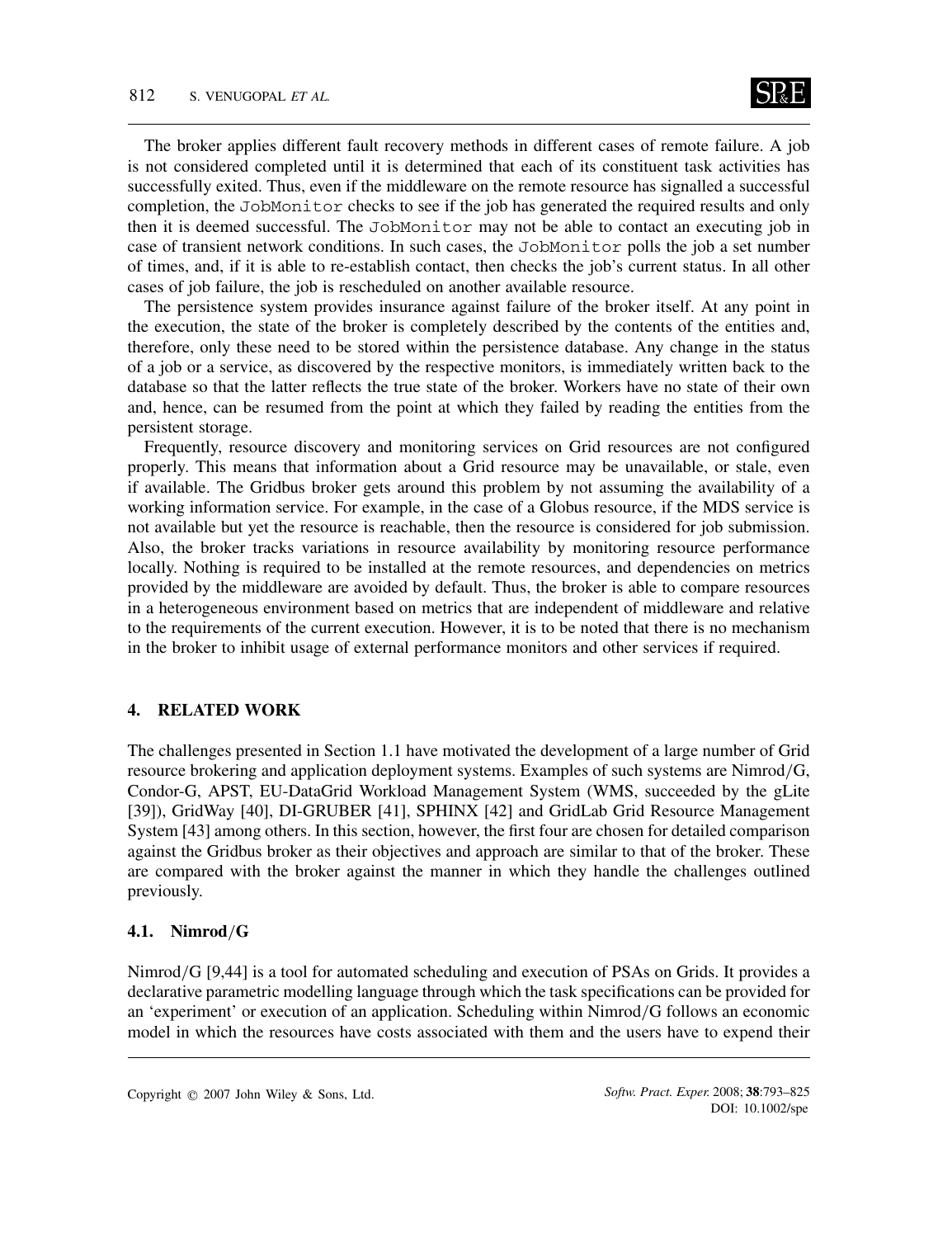The broker applies different fault recovery methods in different cases of remote failure. A job is not considered completed until it is determined that each of its constituent task activities has successfully exited. Thus, even if the middleware on the remote resource has signalled a successful completion, the `JobMonitor` checks to see if the job has generated the required results and only then it is deemed successful. The `JobMonitor` may not be able to contact an executing job in case of transient network conditions. In such cases, the `JobMonitor` polls the job a set number of times, and, if it is able to re-establish contact, then checks the job's current status. In all other cases of job failure, the job is rescheduled on another available resource.

The persistence system provides insurance against failure of the broker itself. At any point in the execution, the state of the broker is completely described by the contents of the entities and, therefore, only these need to be stored within the persistence database. Any change in the status of a job or a service, as discovered by the respective monitors, is immediately written back to the database so that the latter reflects the true state of the broker. Workers have no state of their own and, hence, can be resumed from the point at which they failed by reading the entities from the persistent storage.

Frequently, resource discovery and monitoring services on Grid resources are not configured properly. This means that information about a Grid resource may be unavailable, or stale, even if available. The Gridbus broker gets around this problem by not assuming the availability of a working information service. For example, in the case of a Globus resource, if the MDS service is not available but yet the resource is reachable, then the resource is considered for job submission. Also, the broker tracks variations in resource availability by monitoring resource performance locally. Nothing is required to be installed at the remote resources, and dependencies on metrics provided by the middleware are avoided by default. Thus, the broker is able to compare resources in a heterogeneous environment based on metrics that are independent of middleware and relative to the requirements of the current execution. However, it is to be noted that there is no mechanism in the broker to inhibit usage of external performance monitors and other services if required.

## 4. RELATED WORK

The challenges presented in Section 1.1 have motivated the development of a large number of Grid resource brokering and application deployment systems. Examples of such systems are Nimrod/G, Condor-G, APST, EU-DataGrid Workload Management System (WMS, succeeded by the gLite [39]), GridWay [40], DI-GRUBER [41], SPHINX [42] and GridLab Grid Resource Management System [43] among others. In this section, however, the first four are chosen for detailed comparison against the Gridbus broker as their objectives and approach are similar to that of the broker. These are compared with the broker against the manner in which they handle the challenges outlined previously.

### 4.1. Nimrod/G

Nimrod/G [9,44] is a tool for automated scheduling and execution of PSAs on Grids. It provides a declarative parametric modelling language through which the task specifications can be provided for an 'experiment' or execution of an application. Scheduling within Nimrod/G follows an economic model in which the resources have costs associated with them and the users have to expend their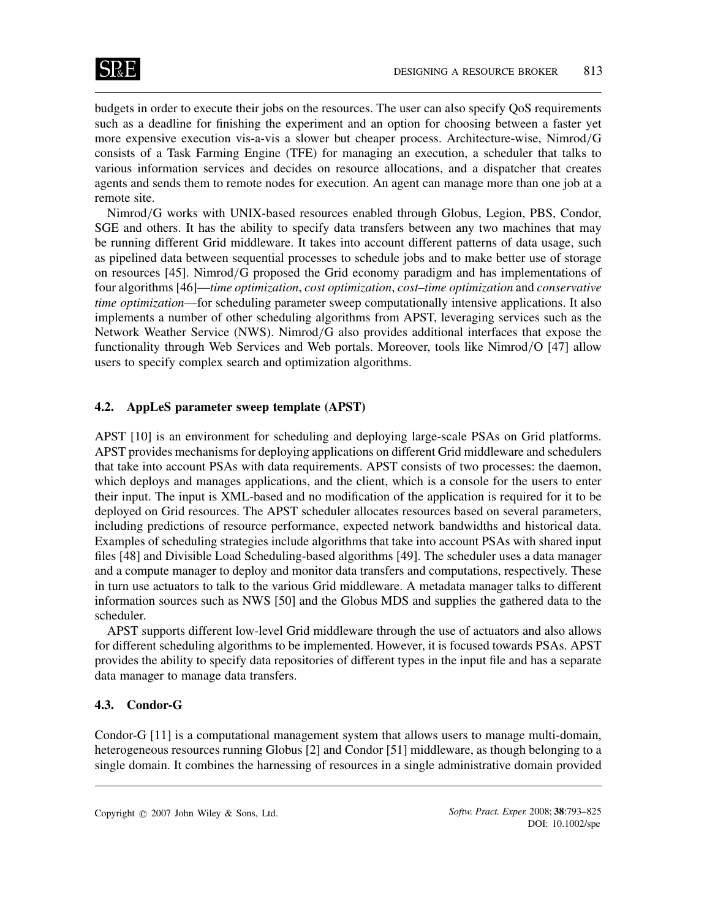budgets in order to execute their jobs on the resources. The user can also specify QoS requirements such as a deadline for finishing the experiment and an option for choosing between a faster yet more expensive execution vis-a-vis a slower but cheaper process. Architecture-wise, Nimrod/G consists of a Task Farming Engine (TFE) for managing an execution, a scheduler that talks to various information services and decides on resource allocations, and a dispatcher that creates agents and sends them to remote nodes for execution. An agent can manage more than one job at a remote site.

Nimrod/G works with UNIX-based resources enabled through Globus, Legion, PBS, Condor, SGE and others. It has the ability to specify data transfers between any two machines that may be running different Grid middleware. It takes into account different patterns of data usage, such as pipelined data between sequential processes to schedule jobs and to make better use of storage on resources [45]. Nimrod/G proposed the Grid economy paradigm and has implementations of four algorithms [46]—*time optimization*, *cost optimization*, *cost–time optimization* and *conservative time optimization*—for scheduling parameter sweep computationally intensive applications. It also implements a number of other scheduling algorithms from APST, leveraging services such as the Network Weather Service (NWS). Nimrod/G also provides additional interfaces that expose the functionality through Web Services and Web portals. Moreover, tools like Nimrod/O [47] allow users to specify complex search and optimization algorithms.

### 4.2. AppLeS parameter sweep template (APST)

APST [10] is an environment for scheduling and deploying large-scale PSAs on Grid platforms. APST provides mechanisms for deploying applications on different Grid middleware and schedulers that take into account PSAs with data requirements. APST consists of two processes: the daemon, which deploys and manages applications, and the client, which is a console for the users to enter their input. The input is XML-based and no modification of the application is required for it to be deployed on Grid resources. The APST scheduler allocates resources based on several parameters, including predictions of resource performance, expected network bandwidths and historical data. Examples of scheduling strategies include algorithms that take into account PSAs with shared input files [48] and Divisible Load Scheduling-based algorithms [49]. The scheduler uses a data manager and a compute manager to deploy and monitor data transfers and computations, respectively. These in turn use actuators to talk to the various Grid middleware. A metadata manager talks to different information sources such as NWS [50] and the Globus MDS and supplies the gathered data to the scheduler.

APST supports different low-level Grid middleware through the use of actuators and also allows for different scheduling algorithms to be implemented. However, it is focused towards PSAs. APST provides the ability to specify data repositories of different types in the input file and has a separate data manager to manage data transfers.

### 4.3. Condor-G

Condor-G [11] is a computational management system that allows users to manage multi-domain, heterogeneous resources running Globus [2] and Condor [51] middleware, as though belonging to a single domain. It combines the harnessing of resources in a single administrative domain provided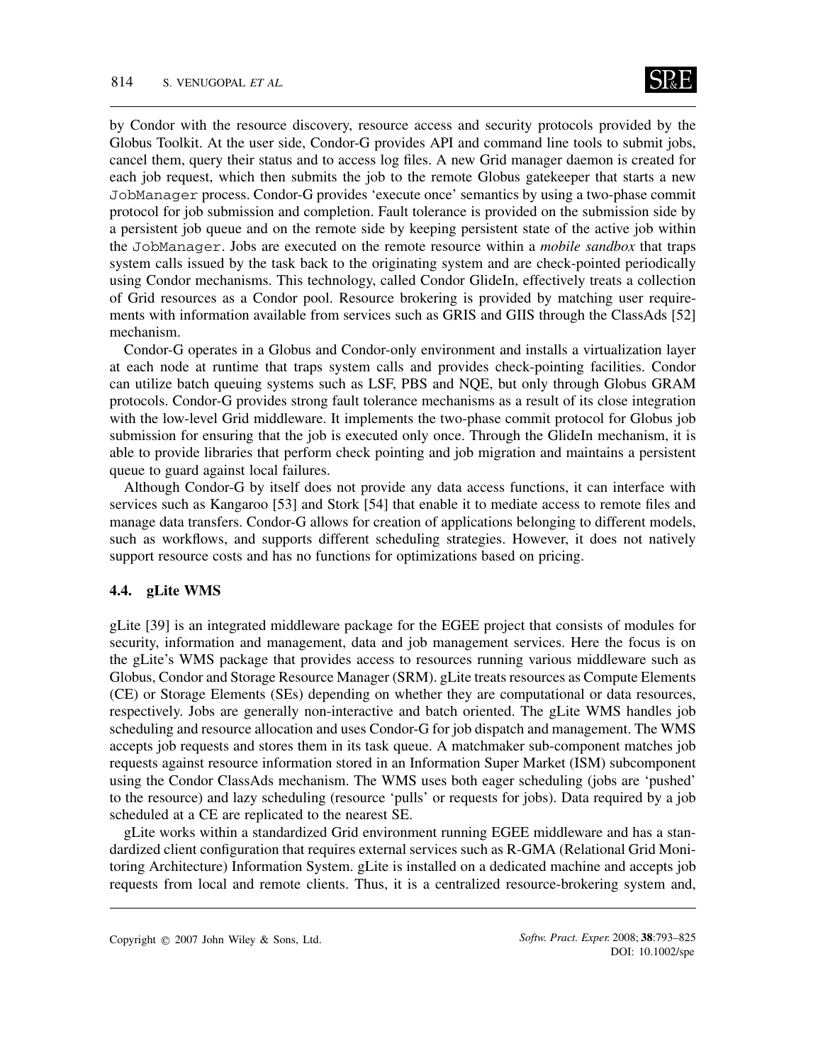by Condor with the resource discovery, resource access and security protocols provided by the Globus Toolkit. At the user side, Condor-G provides API and command line tools to submit jobs, cancel them, query their status and to access log files. A new Grid manager daemon is created for each job request, which then submits the job to the remote Globus gatekeeper that starts a new `JobManager` process. Condor-G provides 'execute once' semantics by using a two-phase commit protocol for job submission and completion. Fault tolerance is provided on the submission side by a persistent job queue and on the remote side by keeping persistent state of the active job within the `JobManager`. Jobs are executed on the remote resource within a *mobile sandbox* that traps system calls issued by the task back to the originating system and are check-pointed periodically using Condor mechanisms. This technology, called Condor GlideIn, effectively treats a collection of Grid resources as a Condor pool. Resource brokering is provided by matching user requirements with information available from services such as GRIS and GIIS through the ClassAds [52] mechanism.

Condor-G operates in a Globus and Condor-only environment and installs a virtualization layer at each node at runtime that traps system calls and provides check-pointing facilities. Condor can utilize batch queuing systems such as LSF, PBS and NQE, but only through Globus GRAM protocols. Condor-G provides strong fault tolerance mechanisms as a result of its close integration with the low-level Grid middleware. It implements the two-phase commit protocol for Globus job submission for ensuring that the job is executed only once. Through the GlideIn mechanism, it is able to provide libraries that perform check pointing and job migration and maintains a persistent queue to guard against local failures.

Although Condor-G by itself does not provide any data access functions, it can interface with services such as Kangaroo [53] and Stork [54] that enable it to mediate access to remote files and manage data transfers. Condor-G allows for creation of applications belonging to different models, such as workflows, and supports different scheduling strategies. However, it does not natively support resource costs and has no functions for optimizations based on pricing.

### 4.4. gLite WMS

gLite [39] is an integrated middleware package for the EGEE project that consists of modules for security, information and management, data and job management services. Here the focus is on the gLite's WMS package that provides access to resources running various middleware such as Globus, Condor and Storage Resource Manager (SRM). gLite treats resources as Compute Elements (CE) or Storage Elements (SEs) depending on whether they are computational or data resources, respectively. Jobs are generally non-interactive and batch oriented. The gLite WMS handles job scheduling and resource allocation and uses Condor-G for job dispatch and management. The WMS accepts job requests and stores them in its task queue. A matchmaker sub-component matches job requests against resource information stored in an Information Super Market (ISM) subcomponent using the Condor ClassAds mechanism. The WMS uses both eager scheduling (jobs are 'pushed' to the resource) and lazy scheduling (resource 'pulls' or requests for jobs). Data required by a job scheduled at a CE are replicated to the nearest SE.

gLite works within a standardized Grid environment running EGEE middleware and has a standardized client configuration that requires external services such as R-GMA (Relational Grid Monitoring Architecture) Information System. gLite is installed on a dedicated machine and accepts job requests from local and remote clients. Thus, it is a centralized resource-brokering system and,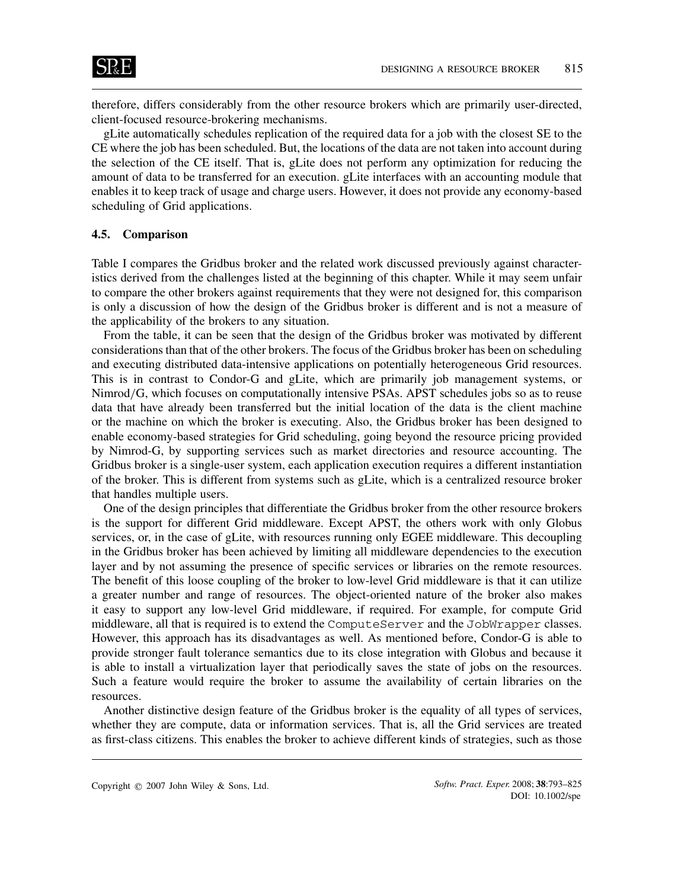therefore, differs considerably from the other resource brokers which are primarily user-directed, client-focused resource-brokering mechanisms.

gLite automatically schedules replication of the required data for a job with the closest SE to the CE where the job has been scheduled. But, the locations of the data are not taken into account during the selection of the CE itself. That is, gLite does not perform any optimization for reducing the amount of data to be transferred for an execution. gLite interfaces with an accounting module that enables it to keep track of usage and charge users. However, it does not provide any economy-based scheduling of Grid applications.

### 4.5. Comparison

Table I compares the Gridbus broker and the related work discussed previously against characteristics derived from the challenges listed at the beginning of this chapter. While it may seem unfair to compare the other brokers against requirements that they were not designed for, this comparison is only a discussion of how the design of the Gridbus broker is different and is not a measure of the applicability of the brokers to any situation.

From the table, it can be seen that the design of the Gridbus broker was motivated by different considerations than that of the other brokers. The focus of the Gridbus broker has been on scheduling and executing distributed data-intensive applications on potentially heterogeneous Grid resources. This is in contrast to Condor-G and gLite, which are primarily job management systems, or Nimrod/G, which focuses on computationally intensive PSAs. APST schedules jobs so as to reuse data that have already been transferred but the initial location of the data is the client machine or the machine on which the broker is executing. Also, the Gridbus broker has been designed to enable economy-based strategies for Grid scheduling, going beyond the resource pricing provided by Nimrod-G, by supporting services such as market directories and resource accounting. The Gridbus broker is a single-user system, each application execution requires a different instantiation of the broker. This is different from systems such as gLite, which is a centralized resource broker that handles multiple users.

One of the design principles that differentiate the Gridbus broker from the other resource brokers is the support for different Grid middleware. Except APST, the others work with only Globus services, or, in the case of gLite, with resources running only EGEE middleware. This decoupling in the Gridbus broker has been achieved by limiting all middleware dependencies to the execution layer and by not assuming the presence of specific services or libraries on the remote resources. The benefit of this loose coupling of the broker to low-level Grid middleware is that it can utilize a greater number and range of resources. The object-oriented nature of the broker also makes it easy to support any low-level Grid middleware, if required. For example, for compute Grid middleware, all that is required is to extend the `ComputeServer` and the `JobWrapper` classes. However, this approach has its disadvantages as well. As mentioned before, Condor-G is able to provide stronger fault tolerance semantics due to its close integration with Globus and because it is able to install a virtualization layer that periodically saves the state of jobs on the resources. Such a feature would require the broker to assume the availability of certain libraries on the resources.

Another distinctive design feature of the Gridbus broker is the equality of all types of services, whether they are compute, data or information services. That is, all the Grid services are treated as first-class citizens. This enables the broker to achieve different kinds of strategies, such as those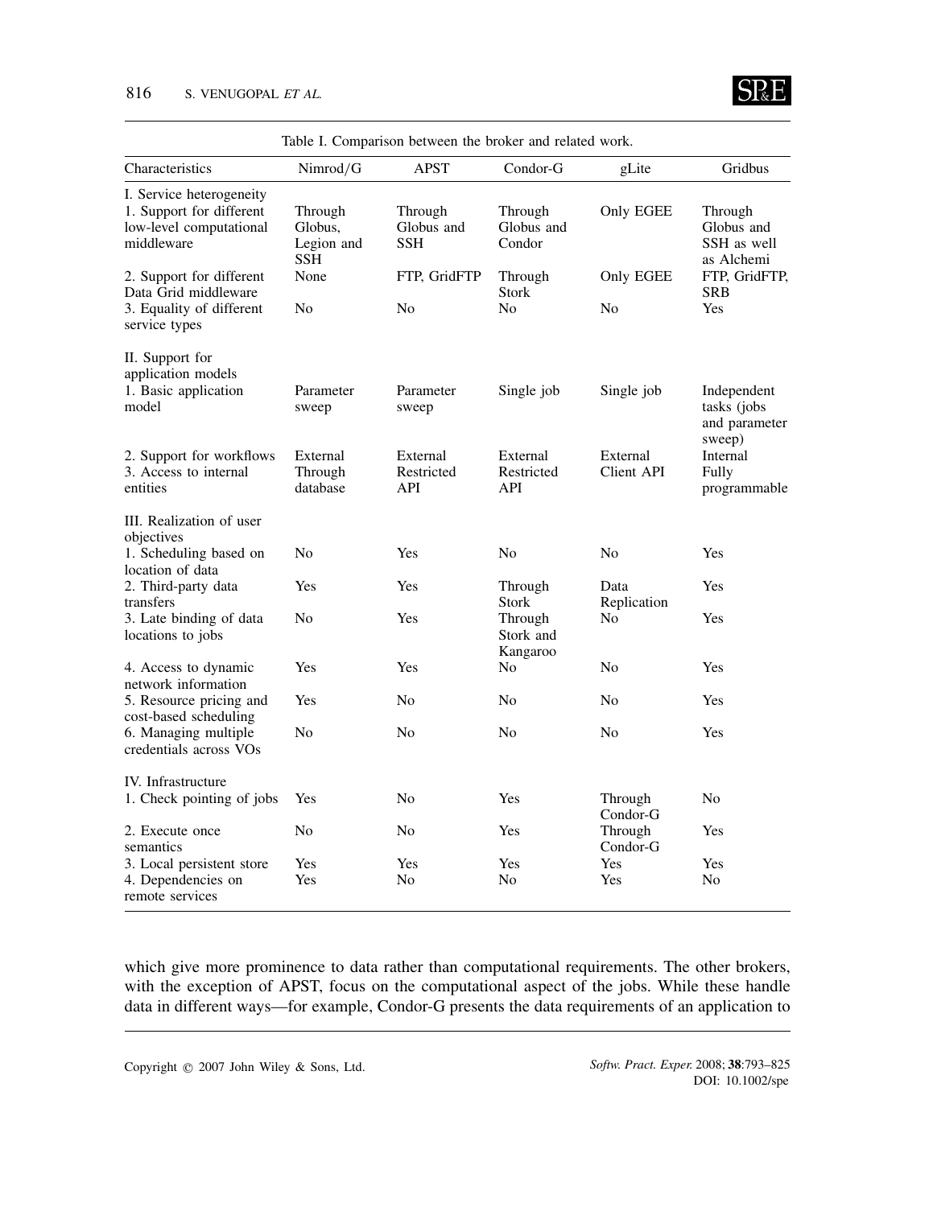Table I. Comparison between the broker and related work.

| Characteristics | Nimrod/G | APST | Condor-G | gLite | Gridbus |
|---|---|---|---|---|---|
| I. Service heterogeneity | | | | | |
| 1. Support for different low-level computational middleware | Through Globus, Legion and SSH | Through Globus and SSH | Through Globus and Condor | Only EGEE | Through Globus and SSH as well as Alchemi |
| 2. Support for different Data Grid middleware | None | FTP, GridFTP | Through Stork | Only EGEE | FTP, GridFTP, SRB |
| 3. Equality of different service types | No | No | No | No | Yes |
| II. Support for application models | | | | | |
| 1. Basic application model | Parameter sweep | Parameter sweep | Single job | Single job | Independent tasks (jobs and parameter sweep) |
| 2. Support for workflows | External | External | External | External | Internal |
| 3. Access to internal entities | Through database | Restricted API | Restricted API | Client API | Fully programmable |
| III. Realization of user objectives | | | | | |
| 1. Scheduling based on location of data | No | Yes | No | No | Yes |
| 2. Third-party data transfers | Yes | Yes | Through Stork | Data Replication | Yes |
| 3. Late binding of data locations to jobs | No | Yes | Through Stork and Kangaroo | No | Yes |
| 4. Access to dynamic network information | Yes | Yes | No | No | Yes |
| 5. Resource pricing and cost-based scheduling | Yes | No | No | No | Yes |
| 6. Managing multiple credentials across VOs | No | No | No | No | Yes |
| IV. Infrastructure | | | | | |
| 1. Check pointing of jobs | Yes | No | Yes | Through Condor-G | No |
| 2. Execute once semantics | No | No | Yes | Through Condor-G | Yes |
| 3. Local persistent store | Yes | Yes | Yes | Yes | Yes |
| 4. Dependencies on remote services | Yes | No | No | Yes | No |

which give more prominence to data rather than computational requirements. The other brokers, with the exception of APST, focus on the computational aspect of the jobs. While these handle data in different ways—for example, Condor-G presents the data requirements of an application to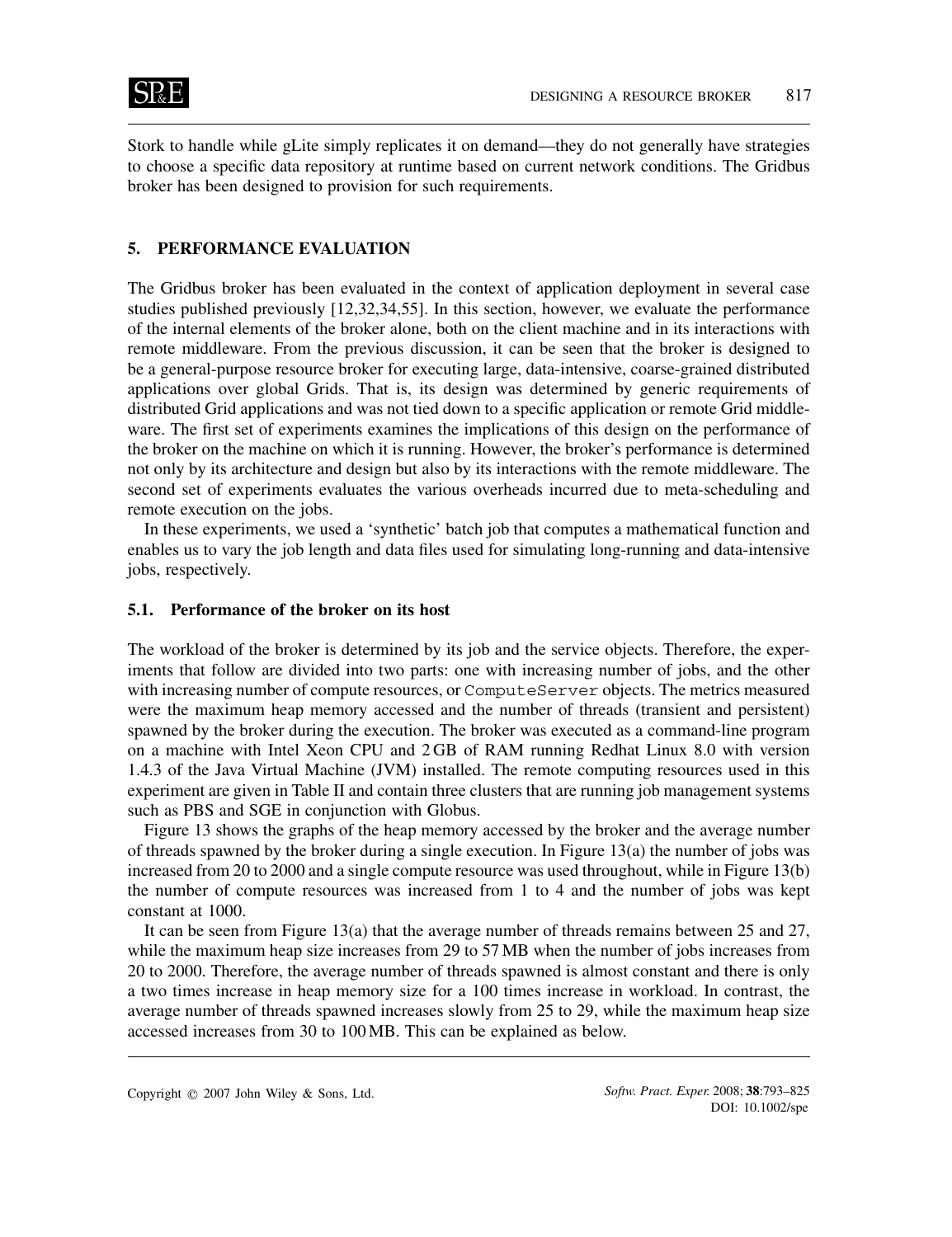Stork to handle while gLite simply replicates it on demand—they do not generally have strategies to choose a specific data repository at runtime based on current network conditions. The Gridbus broker has been designed to provision for such requirements.

## 5. PERFORMANCE EVALUATION

The Gridbus broker has been evaluated in the context of application deployment in several case studies published previously [12,32,34,55]. In this section, however, we evaluate the performance of the internal elements of the broker alone, both on the client machine and in its interactions with remote middleware. From the previous discussion, it can be seen that the broker is designed to be a general-purpose resource broker for executing large, data-intensive, coarse-grained distributed applications over global Grids. That is, its design was determined by generic requirements of distributed Grid applications and was not tied down to a specific application or remote Grid middleware. The first set of experiments examines the implications of this design on the performance of the broker on the machine on which it is running. However, the broker's performance is determined not only by its architecture and design but also by its interactions with the remote middleware. The second set of experiments evaluates the various overheads incurred due to meta-scheduling and remote execution on the jobs.

In these experiments, we used a 'synthetic' batch job that computes a mathematical function and enables us to vary the job length and data files used for simulating long-running and data-intensive jobs, respectively.

### 5.1. Performance of the broker on its host

The workload of the broker is determined by its job and the service objects. Therefore, the experiments that follow are divided into two parts: one with increasing number of jobs, and the other with increasing number of compute resources, or `ComputeServer` objects. The metrics measured were the maximum heap memory accessed and the number of threads (transient and persistent) spawned by the broker during the execution. The broker was executed as a command-line program on a machine with Intel Xeon CPU and 2 GB of RAM running Redhat Linux 8.0 with version 1.4.3 of the Java Virtual Machine (JVM) installed. The remote computing resources used in this experiment are given in Table II and contain three clusters that are running job management systems such as PBS and SGE in conjunction with Globus.

Figure 13 shows the graphs of the heap memory accessed by the broker and the average number of threads spawned by the broker during a single execution. In Figure 13(a) the number of jobs was increased from 20 to 2000 and a single compute resource was used throughout, while in Figure 13(b) the number of compute resources was increased from 1 to 4 and the number of jobs was kept constant at 1000.

It can be seen from Figure 13(a) that the average number of threads remains between 25 and 27, while the maximum heap size increases from 29 to 57 MB when the number of jobs increases from 20 to 2000. Therefore, the average number of threads spawned is almost constant and there is only a two times increase in heap memory size for a 100 times increase in workload. In contrast, the average number of threads spawned increases slowly from 25 to 29, while the maximum heap size accessed increases from 30 to 100 MB. This can be explained as below.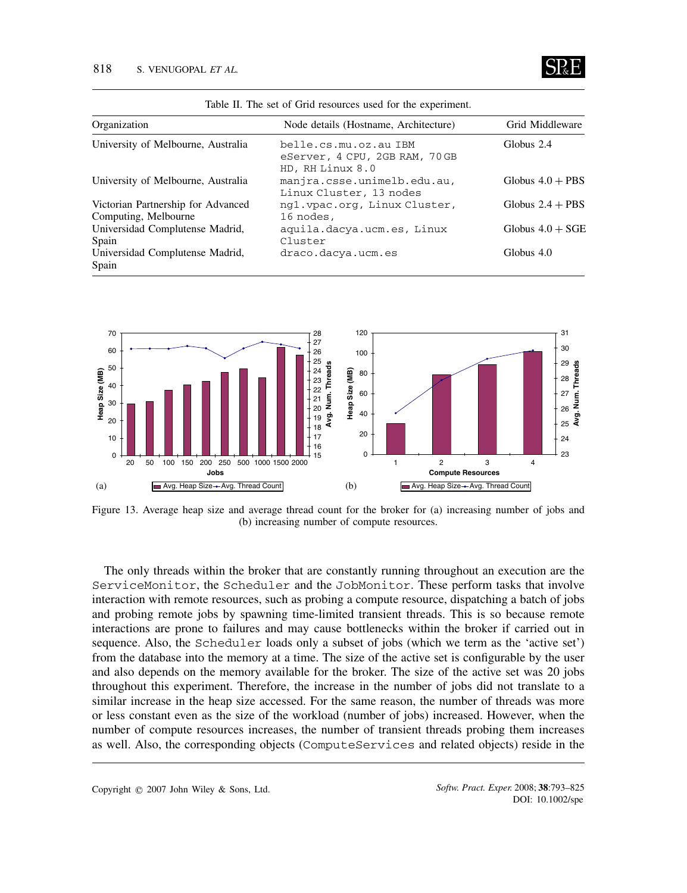Table II. The set of Grid resources used for the experiment.

| Organization | Node details (Hostname, Architecture) | Grid Middleware |
| --- | --- | --- |
| University of Melbourne, Australia | belle.cs.mu.oz.au IBM eServer, 4 CPU, 2GB RAM, 70 GB HD, RH Linux 8.0 | Globus 2.4 |
| University of Melbourne, Australia | manjra.csse.unimelb.edu.au, Linux Cluster, 13 nodes | Globus 4.0 + PBS |
| Victorian Partnership for Advanced Computing, Melbourne | ng1.vpac.org, Linux Cluster, 16 nodes, | Globus 2.4 + PBS |
| Universidad Complutense Madrid, Spain | aquila.dacya.ucm.es, Linux Cluster | Globus 4.0 + SGE |
| Universidad Complutense Madrid, Spain | draco.dacya.ucm.es | Globus 4.0 |

Figure 13. Average heap size and average thread count for the broker for (a) increasing number of jobs and (b) increasing number of compute resources.

The only threads within the broker that are constantly running throughout an execution are the ServiceMonitor, the Scheduler and the JobMonitor. These perform tasks that involve interaction with remote resources, such as probing a compute resource, dispatching a batch of jobs and probing remote jobs by spawning time-limited transient threads. This is so because remote interactions are prone to failures and may cause bottlenecks within the broker if carried out in sequence. Also, the Scheduler loads only a subset of jobs (which we term as the 'active set') from the database into the memory at a time. The size of the active set is configurable by the user and also depends on the memory available for the broker. The size of the active set was 20 jobs throughout this experiment. Therefore, the increase in the number of jobs did not translate to a similar increase in the heap size accessed. For the same reason, the number of threads was more or less constant even as the size of the workload (number of jobs) increased. However, when the number of compute resources increases, the number of transient threads probing them increases as well. Also, the corresponding objects (ComputeServices and related objects) reside in the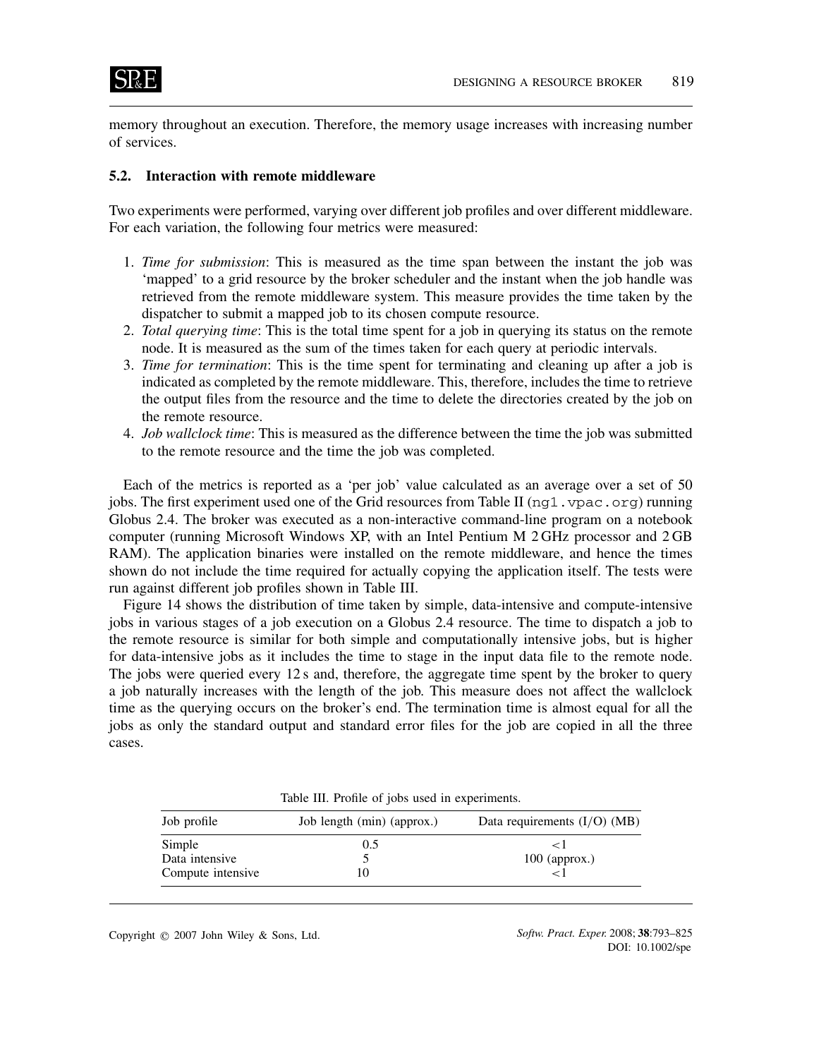memory throughout an execution. Therefore, the memory usage increases with increasing number of services.

### 5.2. Interaction with remote middleware

Two experiments were performed, varying over different job profiles and over different middleware. For each variation, the following four metrics were measured:

1. *Time for submission*: This is measured as the time span between the instant the job was 'mapped' to a grid resource by the broker scheduler and the instant when the job handle was retrieved from the remote middleware system. This measure provides the time taken by the dispatcher to submit a mapped job to its chosen compute resource.
2. *Total querying time*: This is the total time spent for a job in querying its status on the remote node. It is measured as the sum of the times taken for each query at periodic intervals.
3. *Time for termination*: This is the time spent for terminating and cleaning up after a job is indicated as completed by the remote middleware. This, therefore, includes the time to retrieve the output files from the resource and the time to delete the directories created by the job on the remote resource.
4. *Job wallclock time*: This is measured as the difference between the time the job was submitted to the remote resource and the time the job was completed.

Each of the metrics is reported as a 'per job' value calculated as an average over a set of 50 jobs. The first experiment used one of the Grid resources from Table II (ng1.vpac.org) running Globus 2.4. The broker was executed as a non-interactive command-line program on a notebook computer (running Microsoft Windows XP, with an Intel Pentium M 2 GHz processor and 2 GB RAM). The application binaries were installed on the remote middleware, and hence the times shown do not include the time required for actually copying the application itself. The tests were run against different job profiles shown in Table III.

Figure 14 shows the distribution of time taken by simple, data-intensive and compute-intensive jobs in various stages of a job execution on a Globus 2.4 resource. The time to dispatch a job to the remote resource is similar for both simple and computationally intensive jobs, but is higher for data-intensive jobs as it includes the time to stage in the input data file to the remote node. The jobs were queried every 12 s and, therefore, the aggregate time spent by the broker to query a job naturally increases with the length of the job. This measure does not affect the wallclock time as the querying occurs on the broker's end. The termination time is almost equal for all the jobs as only the standard output and standard error files for the job are copied in all the three cases.

Table III. Profile of jobs used in experiments.

| Job profile | Job length (min) (approx.) | Data requirements (I/O) (MB) |
|---|---|---|
| Simple | 0.5 | $<1$ |
| Data intensive | 5 | 100 (approx.) |
| Compute intensive | 10 | $<1$ |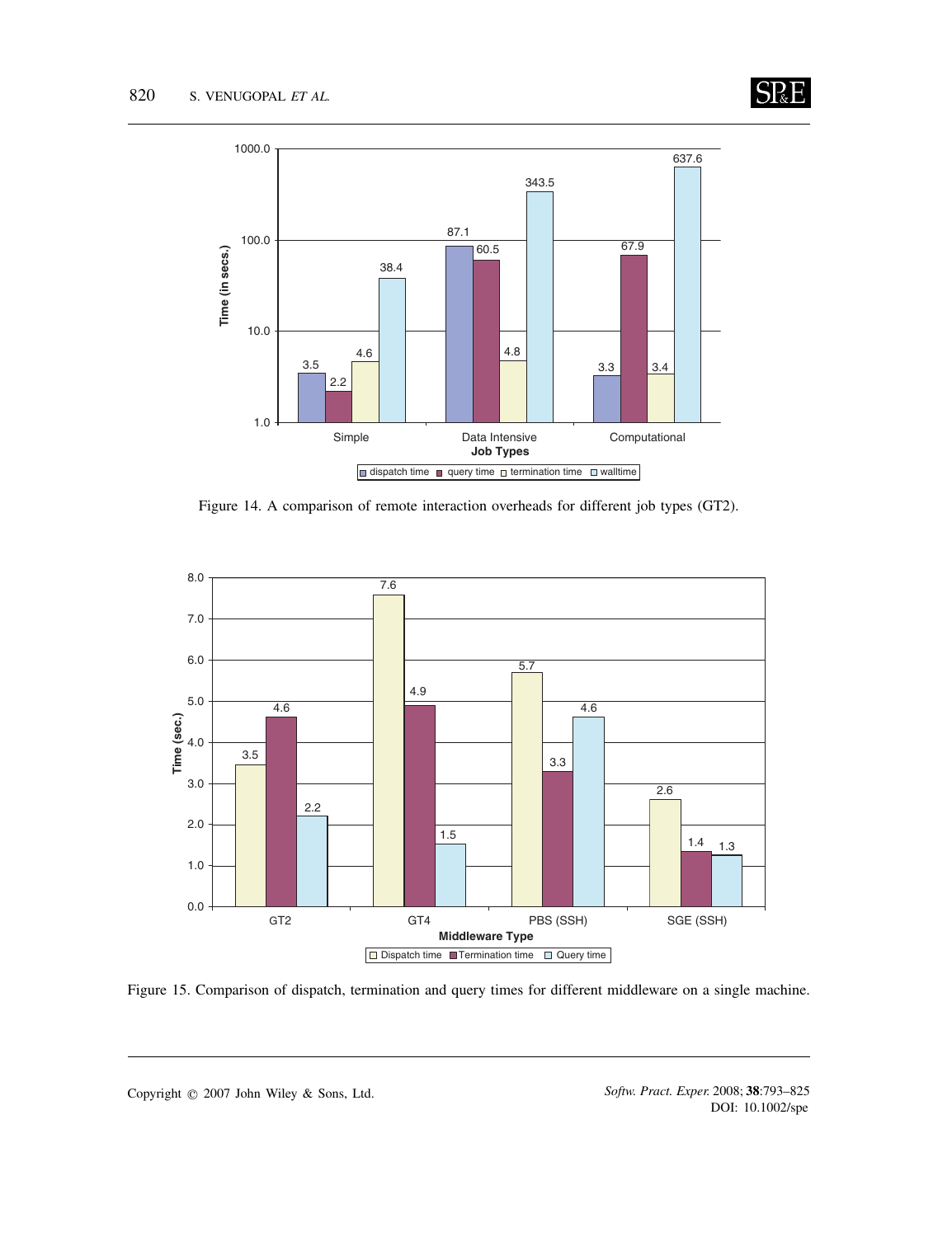Figure 14. A comparison of remote interaction overheads for different job types (GT2).

Figure 15. Comparison of dispatch, termination and query times for different middleware on a single machine.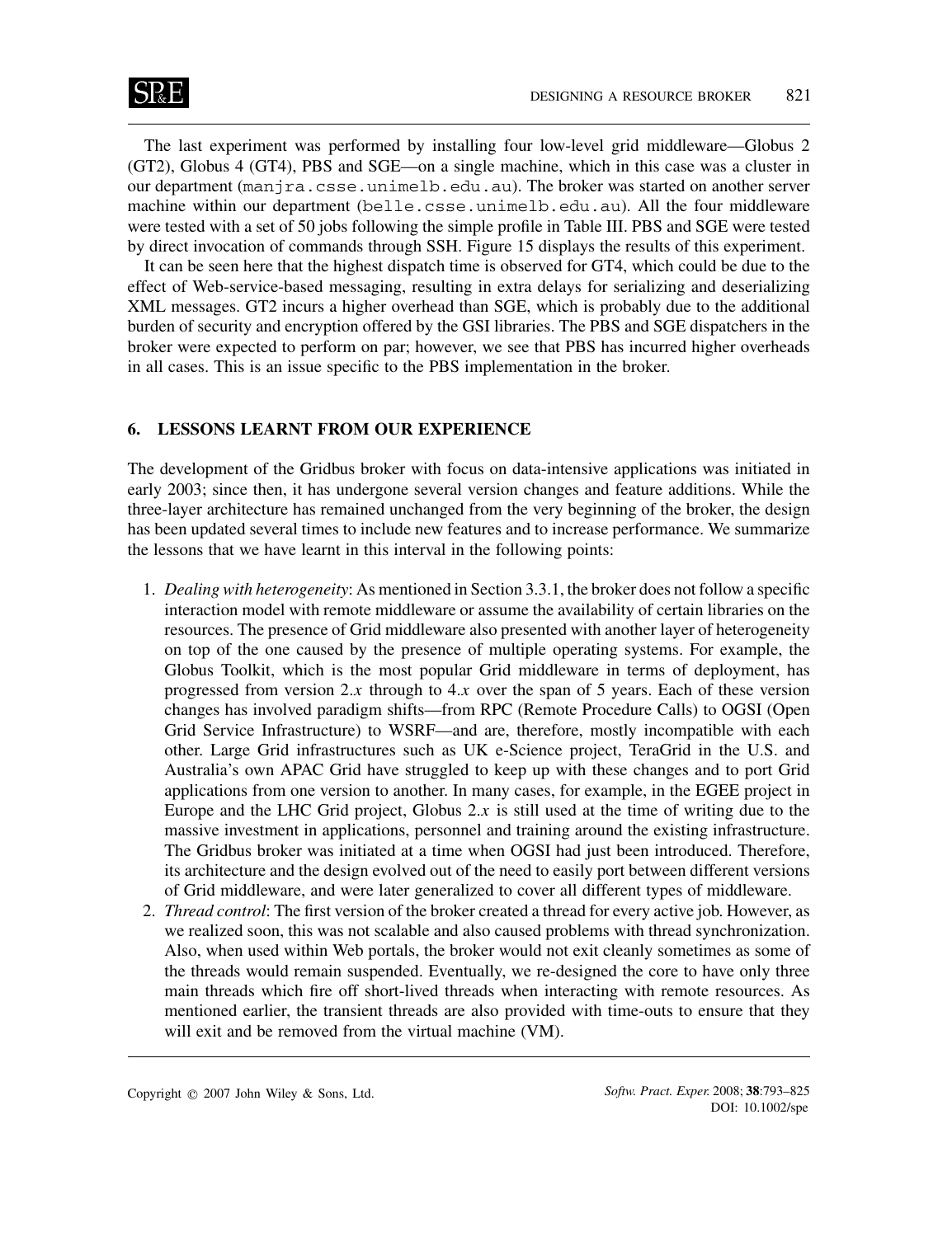The last experiment was performed by installing four low-level grid middleware—Globus 2 (GT2), Globus 4 (GT4), PBS and SGE—on a single machine, which in this case was a cluster in our department (`manjra.csse.unimelb.edu.au`). The broker was started on another server machine within our department (`belle.csse.unimelb.edu.au`). All the four middleware were tested with a set of 50 jobs following the simple profile in Table III. PBS and SGE were tested by direct invocation of commands through SSH. Figure 15 displays the results of this experiment.

It can be seen here that the highest dispatch time is observed for GT4, which could be due to the effect of Web-service-based messaging, resulting in extra delays for serializing and deserializing XML messages. GT2 incurs a higher overhead than SGE, which is probably due to the additional burden of security and encryption offered by the GSI libraries. The PBS and SGE dispatchers in the broker were expected to perform on par; however, we see that PBS has incurred higher overheads in all cases. This is an issue specific to the PBS implementation in the broker.

## 6. LESSONS LEARNT FROM OUR EXPERIENCE

The development of the Gridbus broker with focus on data-intensive applications was initiated in early 2003; since then, it has undergone several version changes and feature additions. While the three-layer architecture has remained unchanged from the very beginning of the broker, the design has been updated several times to include new features and to increase performance. We summarize the lessons that we have learnt in this interval in the following points:

1. *Dealing with heterogeneity*: As mentioned in Section 3.3.1, the broker does not follow a specific interaction model with remote middleware or assume the availability of certain libraries on the resources. The presence of Grid middleware also presented with another layer of heterogeneity on top of the one caused by the presence of multiple operating systems. For example, the Globus Toolkit, which is the most popular Grid middleware in terms of deployment, has progressed from version 2.*x* through to 4.*x* over the span of 5 years. Each of these version changes has involved paradigm shifts—from RPC (Remote Procedure Calls) to OGSI (Open Grid Service Infrastructure) to WSRF—and are, therefore, mostly incompatible with each other. Large Grid infrastructures such as UK e-Science project, TeraGrid in the U.S. and Australia's own APAC Grid have struggled to keep up with these changes and to port Grid applications from one version to another. In many cases, for example, in the EGEE project in Europe and the LHC Grid project, Globus 2.*x* is still used at the time of writing due to the massive investment in applications, personnel and training around the existing infrastructure. The Gridbus broker was initiated at a time when OGSI had just been introduced. Therefore, its architecture and the design evolved out of the need to easily port between different versions of Grid middleware, and were later generalized to cover all different types of middleware.
2. *Thread control*: The first version of the broker created a thread for every active job. However, as we realized soon, this was not scalable and also caused problems with thread synchronization. Also, when used within Web portals, the broker would not exit cleanly sometimes as some of the threads would remain suspended. Eventually, we re-designed the core to have only three main threads which fire off short-lived threads when interacting with remote resources. As mentioned earlier, the transient threads are also provided with time-outs to ensure that they will exit and be removed from the virtual machine (VM).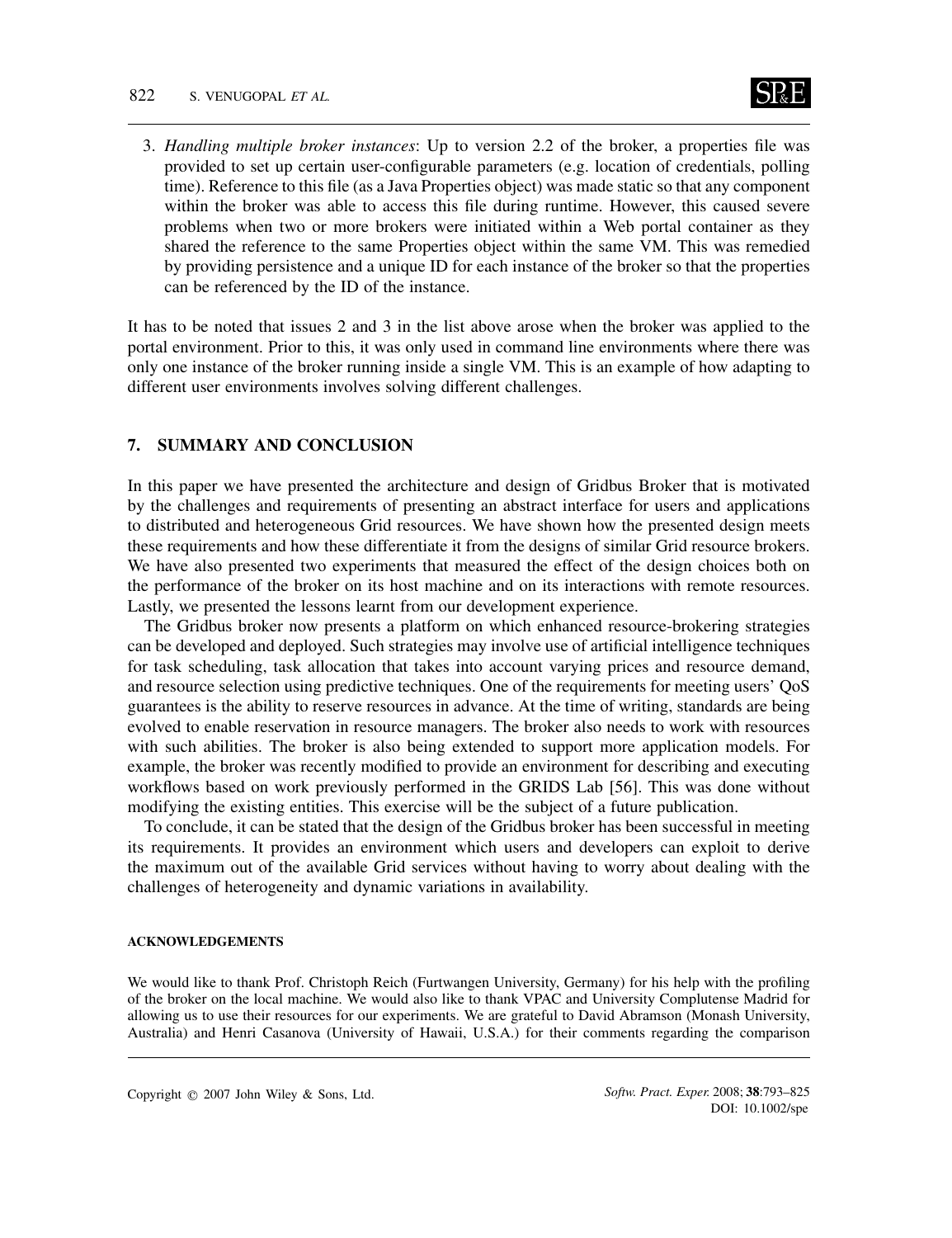3. *Handling multiple broker instances*: Up to version 2.2 of the broker, a properties file was provided to set up certain user-configurable parameters (e.g. location of credentials, polling time). Reference to this file (as a Java Properties object) was made static so that any component within the broker was able to access this file during runtime. However, this caused severe problems when two or more brokers were initiated within a Web portal container as they shared the reference to the same Properties object within the same VM. This was remedied by providing persistence and a unique ID for each instance of the broker so that the properties can be referenced by the ID of the instance.

It has to be noted that issues 2 and 3 in the list above arose when the broker was applied to the portal environment. Prior to this, it was only used in command line environments where there was only one instance of the broker running inside a single VM. This is an example of how adapting to different user environments involves solving different challenges.

## 7. SUMMARY AND CONCLUSION

In this paper we have presented the architecture and design of Gridbus Broker that is motivated by the challenges and requirements of presenting an abstract interface for users and applications to distributed and heterogeneous Grid resources. We have shown how the presented design meets these requirements and how these differentiate it from the designs of similar Grid resource brokers. We have also presented two experiments that measured the effect of the design choices both on the performance of the broker on its host machine and on its interactions with remote resources. Lastly, we presented the lessons learnt from our development experience.

The Gridbus broker now presents a platform on which enhanced resource-brokering strategies can be developed and deployed. Such strategies may involve use of artificial intelligence techniques for task scheduling, task allocation that takes into account varying prices and resource demand, and resource selection using predictive techniques. One of the requirements for meeting users' QoS guarantees is the ability to reserve resources in advance. At the time of writing, standards are being evolved to enable reservation in resource managers. The broker also needs to work with resources with such abilities. The broker is also being extended to support more application models. For example, the broker was recently modified to provide an environment for describing and executing workflows based on work previously performed in the GRIDS Lab [56]. This was done without modifying the existing entities. This exercise will be the subject of a future publication.

To conclude, it can be stated that the design of the Gridbus broker has been successful in meeting its requirements. It provides an environment which users and developers can exploit to derive the maximum out of the available Grid services without having to worry about dealing with the challenges of heterogeneity and dynamic variations in availability.

#### ACKNOWLEDGEMENTS

We would like to thank Prof. Christoph Reich (Furtwangen University, Germany) for his help with the profiling of the broker on the local machine. We would also like to thank VPAC and University Complutense Madrid for allowing us to use their resources for our experiments. We are grateful to David Abramson (Monash University, Australia) and Henri Casanova (University of Hawaii, U.S.A.) for their comments regarding the comparison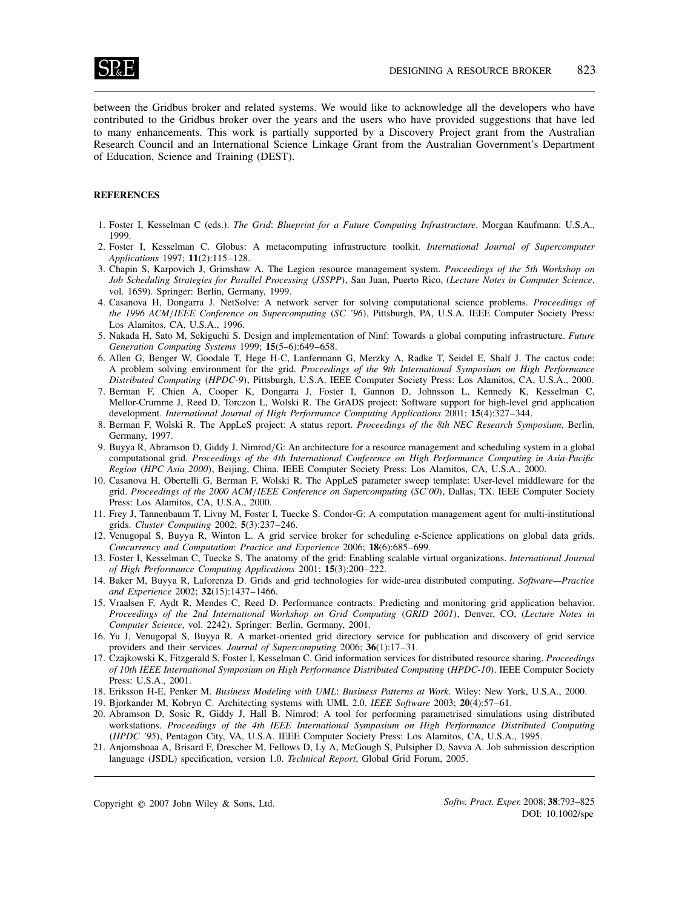between the Gridbus broker and related systems. We would like to acknowledge all the developers who have contributed to the Gridbus broker over the years and the users who have provided suggestions that have led to many enhancements. This work is partially supported by a Discovery Project grant from the Australian Research Council and an International Science Linkage Grant from the Australian Government's Department of Education, Science and Training (DEST).

## REFERENCES

1. Foster I, Kesselman C (eds.). *The Grid*: *Blueprint for a Future Computing Infrastructure*. Morgan Kaufmann: U.S.A., 1999.
2. Foster I, Kesselman C. Globus: A metacomputing infrastructure toolkit. *International Journal of Supercomputer Applications* 1997; **11**(2):115–128.
3. Chapin S, Karpovich J, Grimshaw A. The Legion resource management system. *Proceedings of the 5th Workshop on Job Scheduling Strategies for Parallel Processing* (*JSSPP*), San Juan, Puerto Rico, (*Lecture Notes in Computer Science*, vol. 1659). Springer: Berlin, Germany, 1999.
4. Casanova H, Dongarra J. NetSolve: A network server for solving computational science problems. *Proceedings of the 1996 ACM/IEEE Conference on Supercomputing* (*SC '96*), Pittsburgh, PA, U.S.A. IEEE Computer Society Press: Los Alamitos, CA, U.S.A., 1996.
5. Nakada H, Sato M, Sekiguchi S. Design and implementation of Ninf: Towards a global computing infrastructure. *Future Generation Computing Systems* 1999; **15**(5–6):649–658.
6. Allen G, Benger W, Goodale T, Hege H-C, Lanfermann G, Merzky A, Radke T, Seidel E, Shalf J. The cactus code: A problem solving environment for the grid. *Proceedings of the 9th International Symposium on High Performance Distributed Computing* (*HPDC-9*), Pittsburgh, U.S.A. IEEE Computer Society Press: Los Alamitos, CA, U.S.A., 2000.
7. Berman F, Chien A, Cooper K, Dongarra J, Foster I, Gannon D, Johnsson L, Kennedy K, Kesselman C, Mellor-Crumme J, Reed D, Torczon L, Wolski R. The GrADS project: Software support for high-level grid application development. *International Journal of High Performance Computing Applications* 2001; **15**(4):327–344.
8. Berman F, Wolski R. The AppLeS project: A status report. *Proceedings of the 8th NEC Research Symposium*, Berlin, Germany, 1997.
9. Buyya R, Abramson D, Giddy J. Nimrod/G: An architecture for a resource management and scheduling system in a global computational grid. *Proceedings of the 4th International Conference on High Performance Computing in Asia-Pacific Region* (*HPC Asia 2000*), Beijing, China. IEEE Computer Society Press: Los Alamitos, CA, U.S.A., 2000.
10. Casanova H, Obertelli G, Berman F, Wolski R. The AppLeS parameter sweep template: User-level middleware for the grid. *Proceedings of the 2000 ACM/IEEE Conference on Supercomputing* (*SC'00*), Dallas, TX. IEEE Computer Society Press: Los Alamitos, CA, U.S.A., 2000.
11. Frey J, Tannenbaum T, Livny M, Foster I, Tuecke S. Condor-G: A computation management agent for multi-institutional grids. *Cluster Computing* 2002; **5**(3):237–246.
12. Venugopal S, Buyya R, Winton L. A grid service broker for scheduling e-Science applications on global data grids. *Concurrency and Computation*: *Practice and Experience* 2006; **18**(6):685–699.
13. Foster I, Kesselman C, Tuecke S. The anatomy of the grid: Enabling scalable virtual organizations. *International Journal of High Performance Computing Applications* 2001; **15**(3):200–222.
14. Baker M, Buyya R, Laforenza D. Grids and grid technologies for wide-area distributed computing. *Software—Practice and Experience* 2002; **32**(15):1437–1466.
15. Vraalsen F, Aydt R, Mendes C, Reed D. Performance contracts: Predicting and monitoring grid application behavior. *Proceedings of the 2nd International Workshop on Grid Computing* (*GRID 2001*), Denver, CO, (*Lecture Notes in Computer Science*, vol. 2242). Springer: Berlin, Germany, 2001.
16. Yu J, Venugopal S, Buyya R. A market-oriented grid directory service for publication and discovery of grid service providers and their services. *Journal of Supercomputing* 2006; **36**(1):17–31.
17. Czajkowski K, Fitzgerald S, Foster I, Kesselman C. Grid information services for distributed resource sharing. *Proceedings of 10th IEEE International Symposium on High Performance Distributed Computing* (*HPDC-10*). IEEE Computer Society Press: U.S.A., 2001.
18. Eriksson H-E, Penker M. *Business Modeling with UML*: *Business Patterns at Work*. Wiley: New York, U.S.A., 2000.
19. Bjorkander M, Kobryn C. Architecting systems with UML 2.0. *IEEE Software* 2003; **20**(4):57–61.
20. Abramson D, Sosic R, Giddy J, Hall B. Nimrod: A tool for performing parametrised simulations using distributed workstations. *Proceedings of the 4th IEEE International Symposium on High Performance Distributed Computing* (*HPDC '95*), Pentagon City, VA, U.S.A. IEEE Computer Society Press: Los Alamitos, CA, U.S.A., 1995.
21. Anjomshoaa A, Brisard F, Drescher M, Fellows D, Ly A, McGough S, Pulsipher D, Savva A. Job submission description language (JSDL) specification, version 1.0. *Technical Report*, Global Grid Forum, 2005.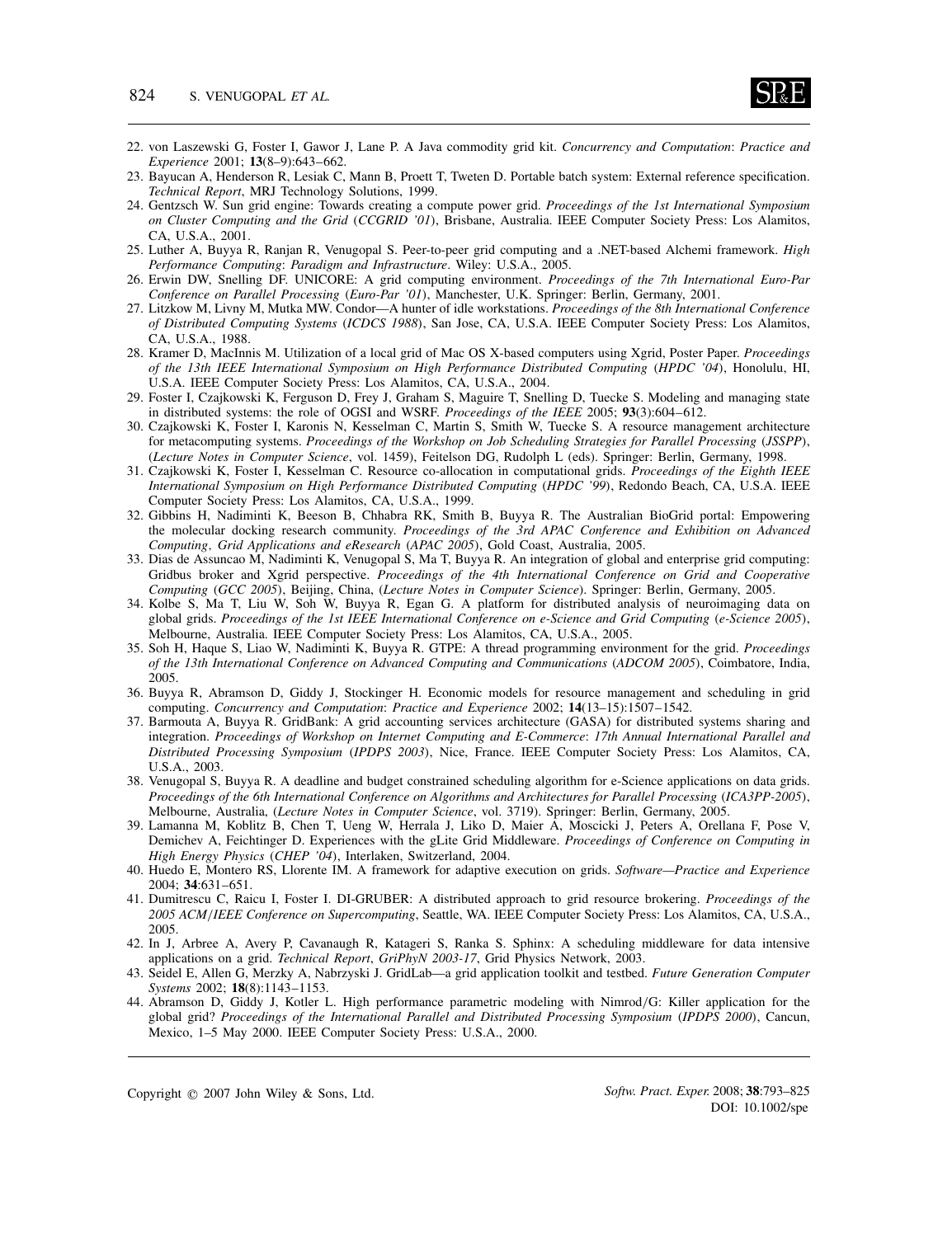22. von Laszewski G, Foster I, Gawor J, Lane P. A Java commodity grid kit. *Concurrency and Computation: Practice and Experience* 2001; **13**(8–9):643–662.
23. Bayucan A, Henderson R, Lesiak C, Mann B, Proett T, Tweten D. Portable batch system: External reference specification. *Technical Report*, MRJ Technology Solutions, 1999.
24. Gentzsch W. Sun grid engine: Towards creating a compute power grid. *Proceedings of the 1st International Symposium on Cluster Computing and the Grid* (*CCGRID '01*), Brisbane, Australia. IEEE Computer Society Press: Los Alamitos, CA, U.S.A., 2001.
25. Luther A, Buyya R, Ranjan R, Venugopal S. Peer-to-peer grid computing and a .NET-based Alchemi framework. *High Performance Computing: Paradigm and Infrastructure*. Wiley: U.S.A., 2005.
26. Erwin DW, Snelling DF. UNICORE: A grid computing environment. *Proceedings of the 7th International Euro-Par Conference on Parallel Processing* (*Euro-Par '01*), Manchester, U.K. Springer: Berlin, Germany, 2001.
27. Litzkow M, Livny M, Mutka MW. Condor—A hunter of idle workstations. *Proceedings of the 8th International Conference of Distributed Computing Systems* (*ICDCS 1988*), San Jose, CA, U.S.A. IEEE Computer Society Press: Los Alamitos, CA, U.S.A., 1988.
28. Kramer D, MacInnis M. Utilization of a local grid of Mac OS X-based computers using Xgrid, Poster Paper. *Proceedings of the 13th IEEE International Symposium on High Performance Distributed Computing* (*HPDC '04*), Honolulu, HI, U.S.A. IEEE Computer Society Press: Los Alamitos, CA, U.S.A., 2004.
29. Foster I, Czajkowski K, Ferguson D, Frey J, Graham S, Maguire T, Snelling D, Tuecke S. Modeling and managing state in distributed systems: the role of OGSI and WSRF. *Proceedings of the IEEE* 2005; **93**(3):604–612.
30. Czajkowski K, Foster I, Karonis N, Kesselman C, Martin S, Smith W, Tuecke S. A resource management architecture for metacomputing systems. *Proceedings of the Workshop on Job Scheduling Strategies for Parallel Processing* (*JSSPP*), (*Lecture Notes in Computer Science*, vol. 1459), Feitelson DG, Rudolph L (eds). Springer: Berlin, Germany, 1998.
31. Czajkowski K, Foster I, Kesselman C. Resource co-allocation in computational grids. *Proceedings of the Eighth IEEE International Symposium on High Performance Distributed Computing* (*HPDC '99*), Redondo Beach, CA, U.S.A. IEEE Computer Society Press: Los Alamitos, CA, U.S.A., 1999.
32. Gibbins H, Nadiminti K, Beeson B, Chhabra RK, Smith B, Buyya R. The Australian BioGrid portal: Empowering the molecular docking research community. *Proceedings of the 3rd APAC Conference and Exhibition on Advanced Computing, Grid Applications and eResearch* (*APAC 2005*), Gold Coast, Australia, 2005.
33. Dias de Assuncao M, Nadiminti K, Venugopal S, Ma T, Buyya R. An integration of global and enterprise grid computing: Gridbus broker and Xgrid perspective. *Proceedings of the 4th International Conference on Grid and Cooperative Computing* (*GCC 2005*), Beijing, China, (*Lecture Notes in Computer Science*). Springer: Berlin, Germany, 2005.
34. Kolbe S, Ma T, Liu W, Soh W, Buyya R, Egan G. A platform for distributed analysis of neuroimaging data on global grids. *Proceedings of the 1st IEEE International Conference on e-Science and Grid Computing* (*e-Science 2005*), Melbourne, Australia. IEEE Computer Society Press: Los Alamitos, CA, U.S.A., 2005.
35. Soh H, Haque S, Liao W, Nadiminti K, Buyya R. GTPE: A thread programming environment for the grid. *Proceedings of the 13th International Conference on Advanced Computing and Communications* (*ADCOM 2005*), Coimbatore, India, 2005.
36. Buyya R, Abramson D, Giddy J, Stockinger H. Economic models for resource management and scheduling in grid computing. *Concurrency and Computation: Practice and Experience* 2002; **14**(13–15):1507–1542.
37. Barmouta A, Buyya R. GridBank: A grid accounting services architecture (GASA) for distributed systems sharing and integration. *Proceedings of Workshop on Internet Computing and E-Commerce: 17th Annual International Parallel and Distributed Processing Symposium* (*IPDPS 2003*), Nice, France. IEEE Computer Society Press: Los Alamitos, CA, U.S.A., 2003.
38. Venugopal S, Buyya R. A deadline and budget constrained scheduling algorithm for e-Science applications on data grids. *Proceedings of the 6th International Conference on Algorithms and Architectures for Parallel Processing* (*ICA3PP-2005*), Melbourne, Australia, (*Lecture Notes in Computer Science*, vol. 3719). Springer: Berlin, Germany, 2005.
39. Lamanna M, Koblitz B, Chen T, Ueng W, Herrala J, Liko D, Maier A, Moscicki J, Peters A, Orellana F, Pose V, Demichev A, Feichtinger D. Experiences with the gLite Grid Middleware. *Proceedings of Conference on Computing in High Energy Physics* (*CHEP '04*), Interlaken, Switzerland, 2004.
40. Huedo E, Montero RS, Llorente IM. A framework for adaptive execution on grids. *Software—Practice and Experience* 2004; **34**:631–651.
41. Dumitrescu C, Raicu I, Foster I. DI-GRUBER: A distributed approach to grid resource brokering. *Proceedings of the 2005 ACM/IEEE Conference on Supercomputing*, Seattle, WA. IEEE Computer Society Press: Los Alamitos, CA, U.S.A., 2005.
42. In J, Arbree A, Avery P, Cavanaugh R, Katageri S, Ranka S. Sphinx: A scheduling middleware for data intensive applications on a grid. *Technical Report*, *GriPhyN 2003-17*, Grid Physics Network, 2003.
43. Seidel E, Allen G, Merzky A, Nabrzyski J. GridLab—a grid application toolkit and testbed. *Future Generation Computer Systems* 2002; **18**(8):1143–1153.
44. Abramson D, Giddy J, Kotler L. High performance parametric modeling with Nimrod/G: Killer application for the global grid? *Proceedings of the International Parallel and Distributed Processing Symposium* (*IPDPS 2000*), Cancun, Mexico, 1–5 May 2000. IEEE Computer Society Press: U.S.A., 2000.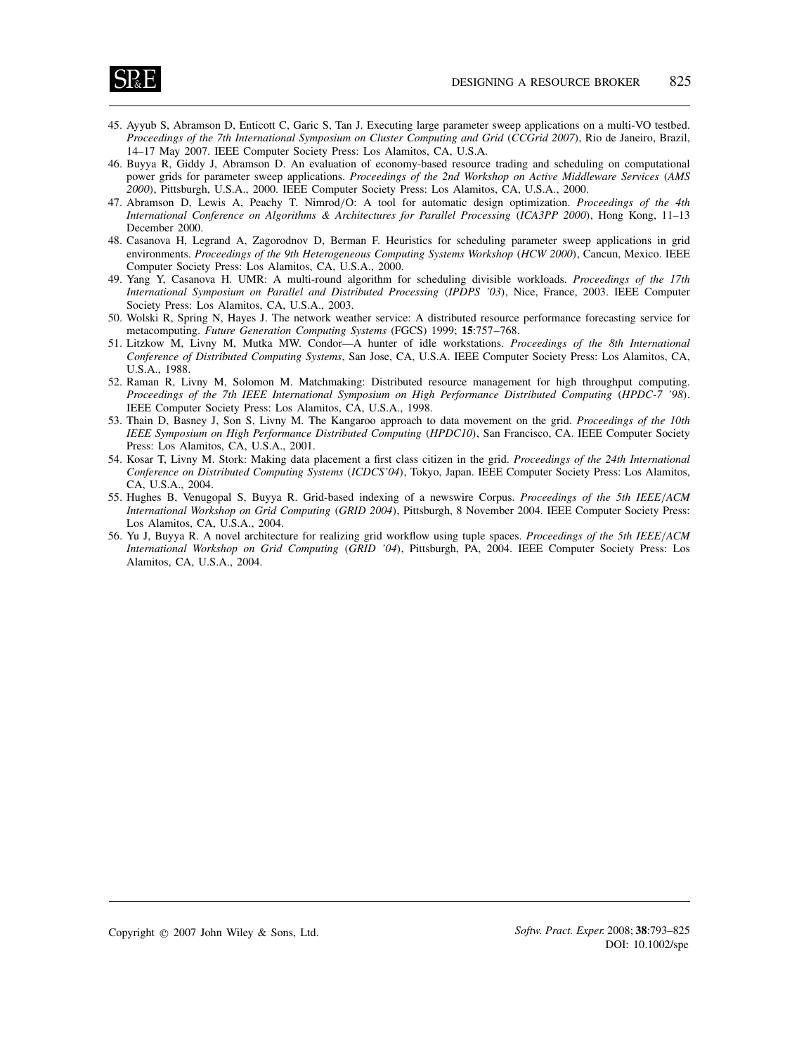45. Ayyub S, Abramson D, Enticott C, Garic S, Tan J. Executing large parameter sweep applications on a multi-VO testbed. *Proceedings of the 7th International Symposium on Cluster Computing and Grid* (*CCGrid 2007*), Rio de Janeiro, Brazil, 14–17 May 2007. IEEE Computer Society Press: Los Alamitos, CA, U.S.A.
46. Buyya R, Giddy J, Abramson D. An evaluation of economy-based resource trading and scheduling on computational power grids for parameter sweep applications. *Proceedings of the 2nd Workshop on Active Middleware Services* (*AMS 2000*), Pittsburgh, U.S.A., 2000. IEEE Computer Society Press: Los Alamitos, CA, U.S.A., 2000.
47. Abramson D, Lewis A, Peachy T. Nimrod/O: A tool for automatic design optimization. *Proceedings of the 4th International Conference on Algorithms & Architectures for Parallel Processing* (*ICA3PP 2000*), Hong Kong, 11–13 December 2000.
48. Casanova H, Legrand A, Zagorodnov D, Berman F. Heuristics for scheduling parameter sweep applications in grid environments. *Proceedings of the 9th Heterogeneous Computing Systems Workshop* (*HCW 2000*), Cancun, Mexico. IEEE Computer Society Press: Los Alamitos, CA, U.S.A., 2000.
49. Yang Y, Casanova H. UMR: A multi-round algorithm for scheduling divisible workloads. *Proceedings of the 17th International Symposium on Parallel and Distributed Processing* (*IPDPS '03*), Nice, France, 2003. IEEE Computer Society Press: Los Alamitos, CA, U.S.A., 2003.
50. Wolski R, Spring N, Hayes J. The network weather service: A distributed resource performance forecasting service for metacomputing. *Future Generation Computing Systems* (FGCS) 1999; **15**:757–768.
51. Litzkow M, Livny M, Mutka MW. Condor—A hunter of idle workstations. *Proceedings of the 8th International Conference of Distributed Computing Systems*, San Jose, CA, U.S.A. IEEE Computer Society Press: Los Alamitos, CA, U.S.A., 1988.
52. Raman R, Livny M, Solomon M. Matchmaking: Distributed resource management for high throughput computing. *Proceedings of the 7th IEEE International Symposium on High Performance Distributed Computing* (*HPDC-7 '98*). IEEE Computer Society Press: Los Alamitos, CA, U.S.A., 1998.
53. Thain D, Basney J, Son S, Livny M. The Kangaroo approach to data movement on the grid. *Proceedings of the 10th IEEE Symposium on High Performance Distributed Computing* (*HPDC10*), San Francisco, CA. IEEE Computer Society Press: Los Alamitos, CA, U.S.A., 2001.
54. Kosar T, Livny M. Stork: Making data placement a first class citizen in the grid. *Proceedings of the 24th International Conference on Distributed Computing Systems* (*ICDCS'04*), Tokyo, Japan. IEEE Computer Society Press: Los Alamitos, CA, U.S.A., 2004.
55. Hughes B, Venugopal S, Buyya R. Grid-based indexing of a newswire Corpus. *Proceedings of the 5th IEEE/ACM International Workshop on Grid Computing* (*GRID 2004*), Pittsburgh, 8 November 2004. IEEE Computer Society Press: Los Alamitos, CA, U.S.A., 2004.
56. Yu J, Buyya R. A novel architecture for realizing grid workflow using tuple spaces. *Proceedings of the 5th IEEE/ACM International Workshop on Grid Computing* (*GRID '04*), Pittsburgh, PA, 2004. IEEE Computer Society Press: Los Alamitos, CA, U.S.A., 2004.